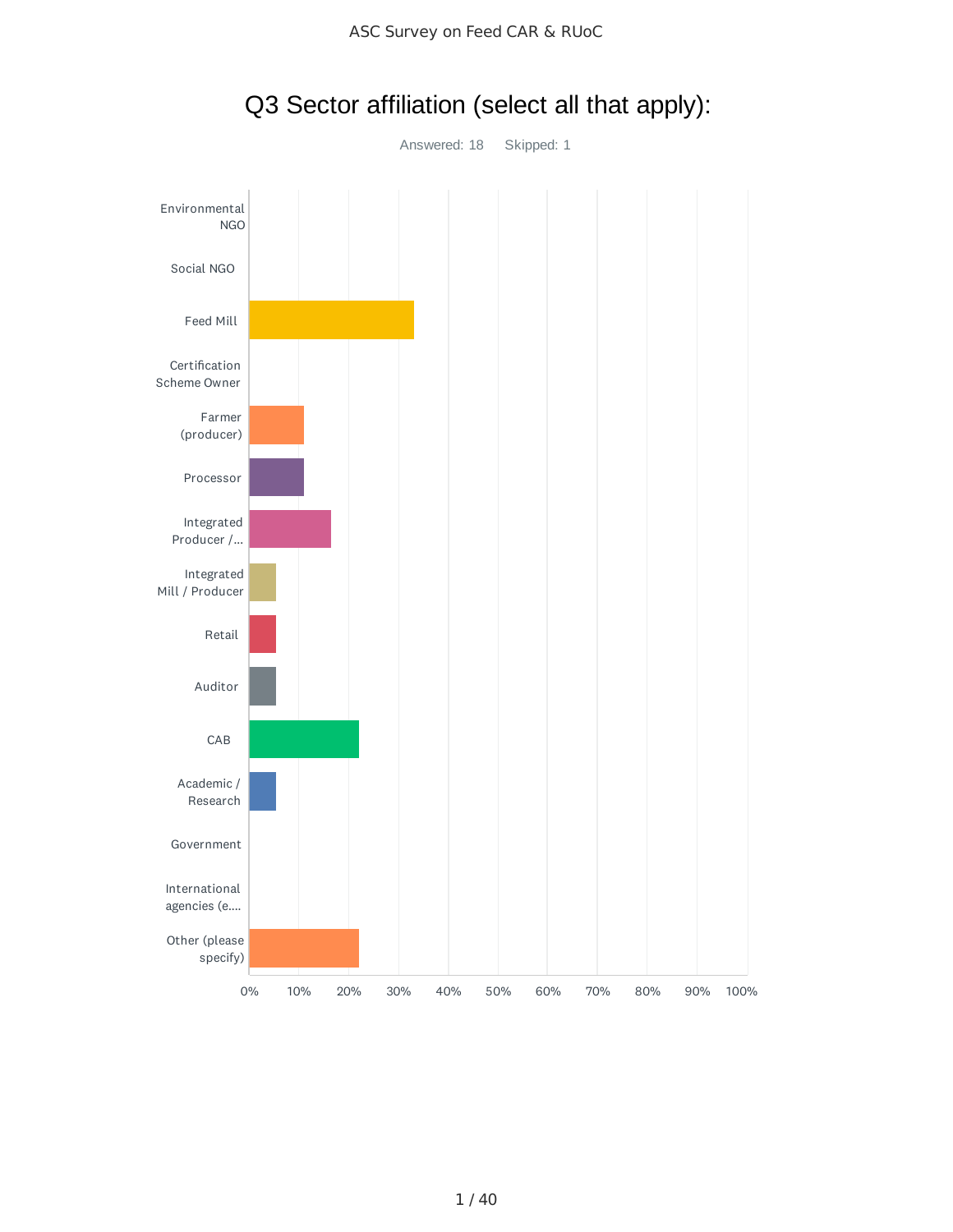# Q3 Sector affiliation (select all that apply):

Answered: 18 Skipped: 1

- Environmental NGO
- Social NGO
- Feed Mill
- Certification Scheme Owner
- Farmer (producer)
- Processor
- Integrated Producer /...
- Integrated Mill / Producer
- Retail
- Auditor
- CAB
- Academic / Research
- Government
- International agencies (e....
- Other (please specify)

0% 10% 20% 30% 40% 50% 60% 70% 80% 90% 100%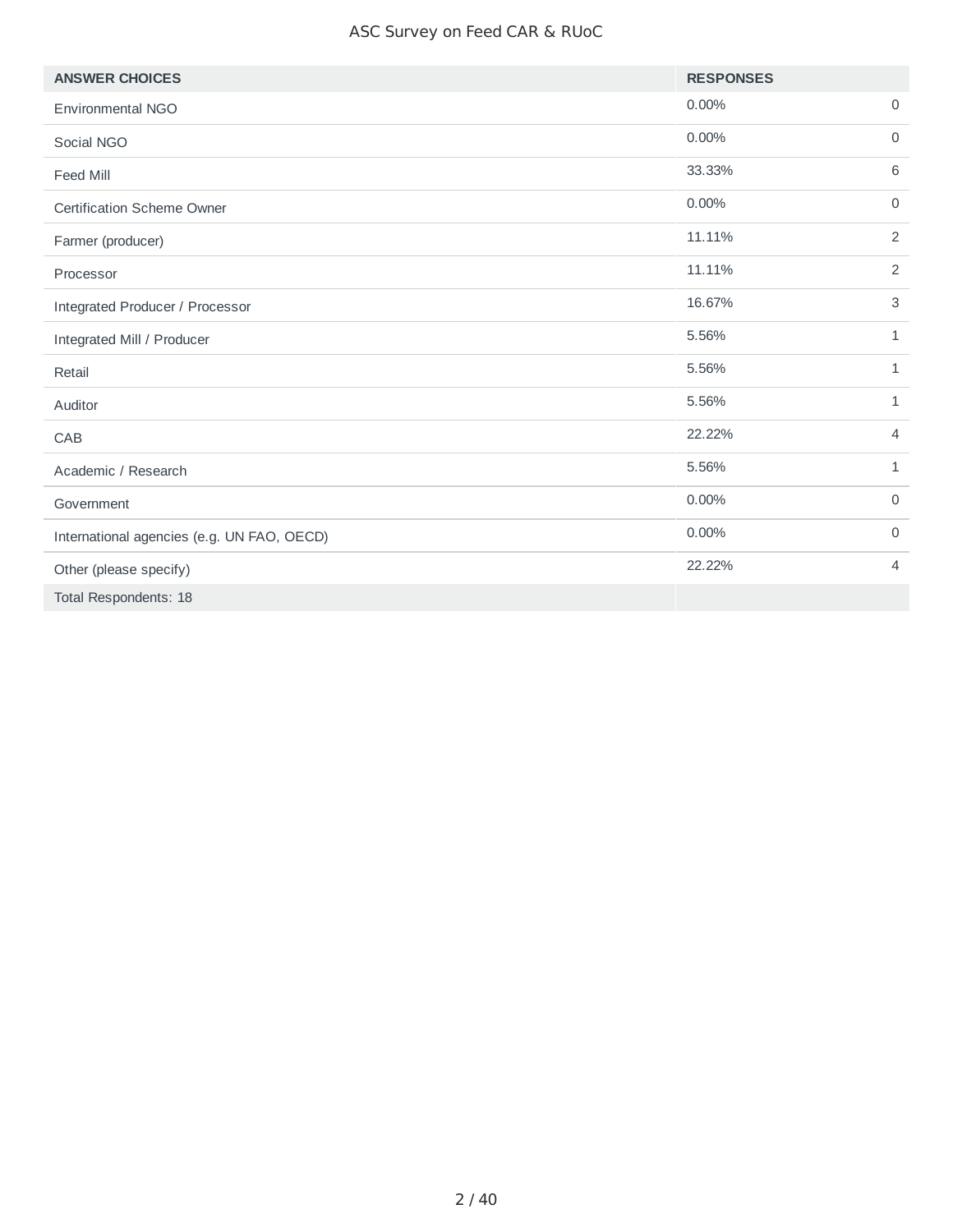| ANSWER CHOICES | RESPONSES | |
|---|---|---|
| Environmental NGO | 0.00% | 0 |
| Social NGO | 0.00% | 0 |
| Feed Mill | 33.33% | 6 |
| Certification Scheme Owner | 0.00% | 0 |
| Farmer (producer) | 11.11% | 2 |
| Processor | 11.11% | 2 |
| Integrated Producer / Processor | 16.67% | 3 |
| Integrated Mill / Producer | 5.56% | 1 |
| Retail | 5.56% | 1 |
| Auditor | 5.56% | 1 |
| CAB | 22.22% | 4 |
| Academic / Research | 5.56% | 1 |
| Government | 0.00% | 0 |
| International agencies (e.g. UN FAO, OECD) | 0.00% | 0 |
| Other (please specify) | 22.22% | 4 |
| Total Respondents: 18 | | |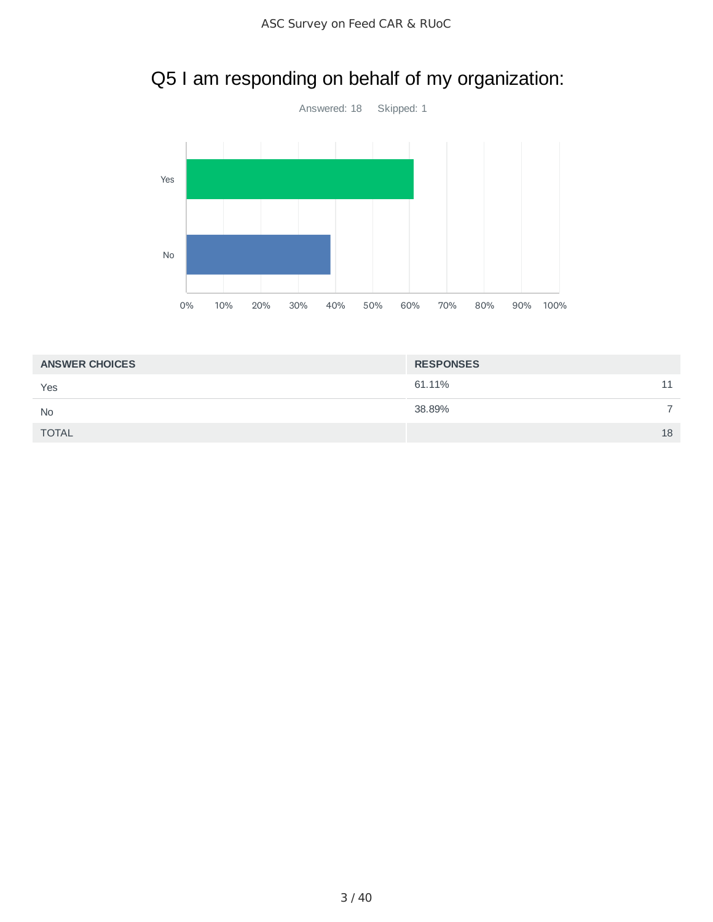# Q5 I am responding on behalf of my organization:

Answered: 18 Skipped: 1

| ANSWER CHOICES | RESPONSES | |
|---|---|---|
| Yes | 61.11% | 11 |
| No | 38.89% | 7 |
| TOTAL | | 18 |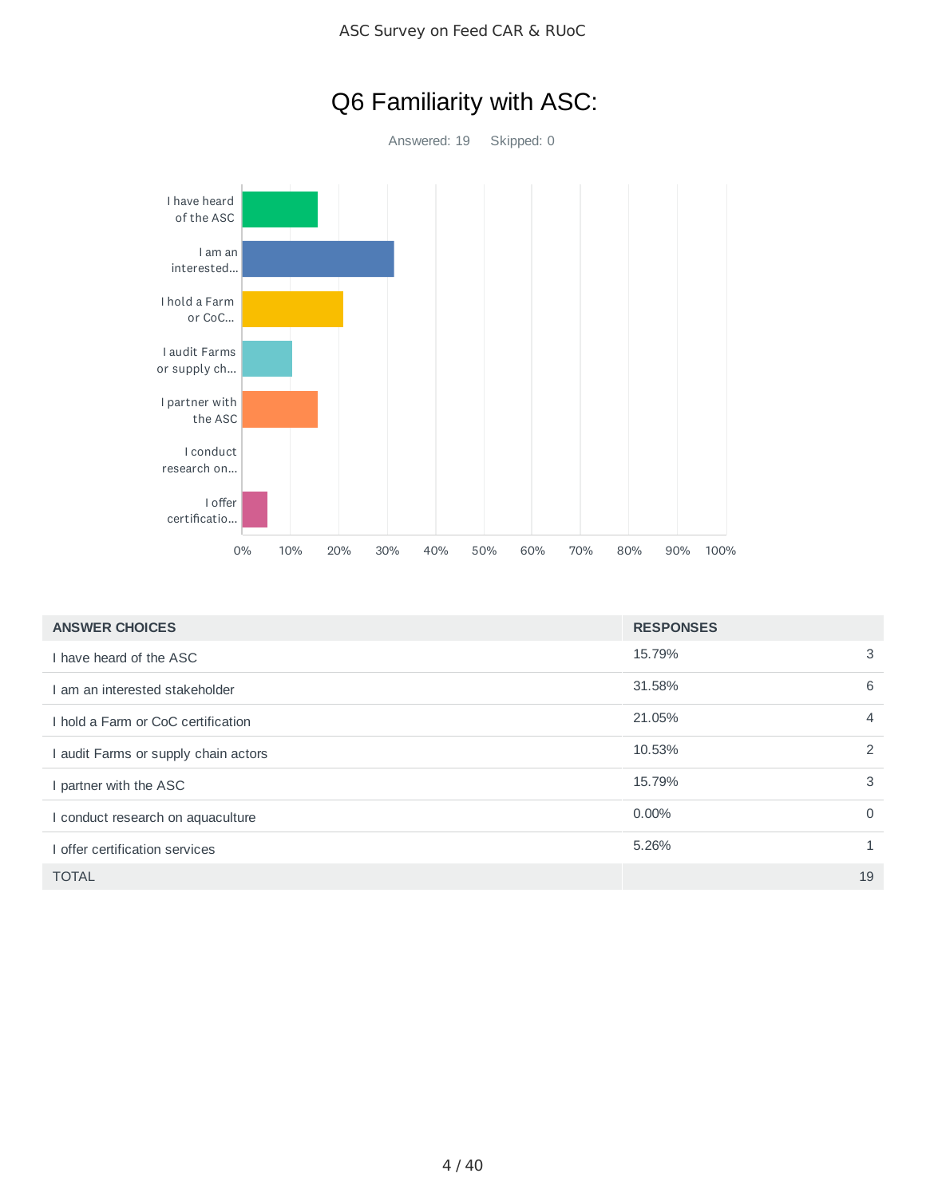# Q6 Familiarity with ASC:

Answered: 19 Skipped: 0

| ANSWER CHOICES | RESPONSES | |
|---|---|---|
| I have heard of the ASC | 15.79% | 3 |
| I am an interested stakeholder | 31.58% | 6 |
| I hold a Farm or CoC certification | 21.05% | 4 |
| I audit Farms or supply chain actors | 10.53% | 2 |
| I partner with the ASC | 15.79% | 3 |
| I conduct research on aquaculture | 0.00% | 0 |
| I offer certification services | 5.26% | 1 |
| TOTAL | | 19 |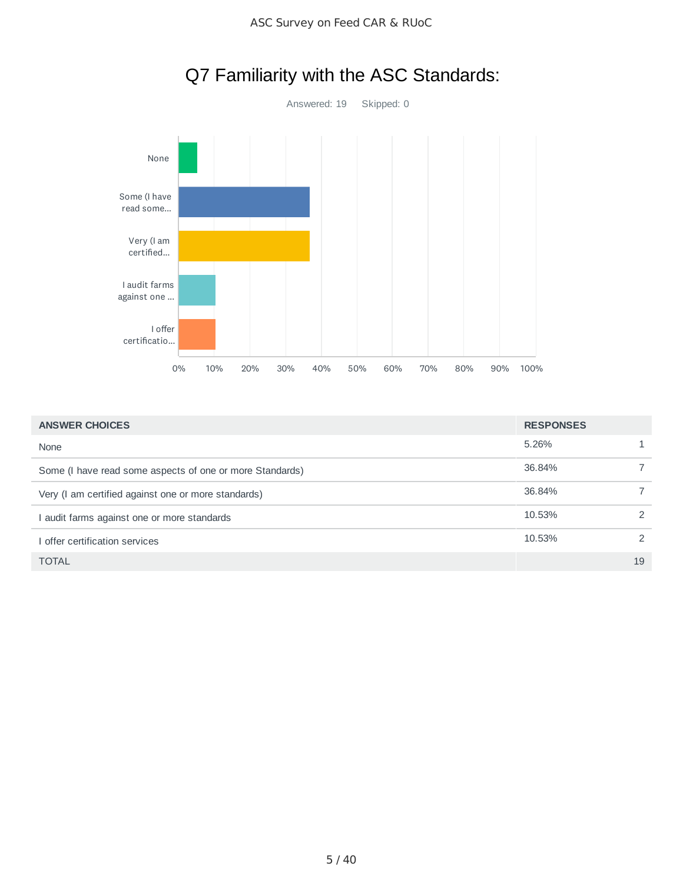# Q7 Familiarity with the ASC Standards:

Answered: 19 Skipped: 0

| ANSWER CHOICES | RESPONSES | |
|---|---|---|
| None | 5.26% | 1 |
| Some (I have read some aspects of one or more Standards) | 36.84% | 7 |
| Very (I am certified against one or more standards) | 36.84% | 7 |
| I audit farms against one or more standards | 10.53% | 2 |
| I offer certification services | 10.53% | 2 |
| TOTAL | | 19 |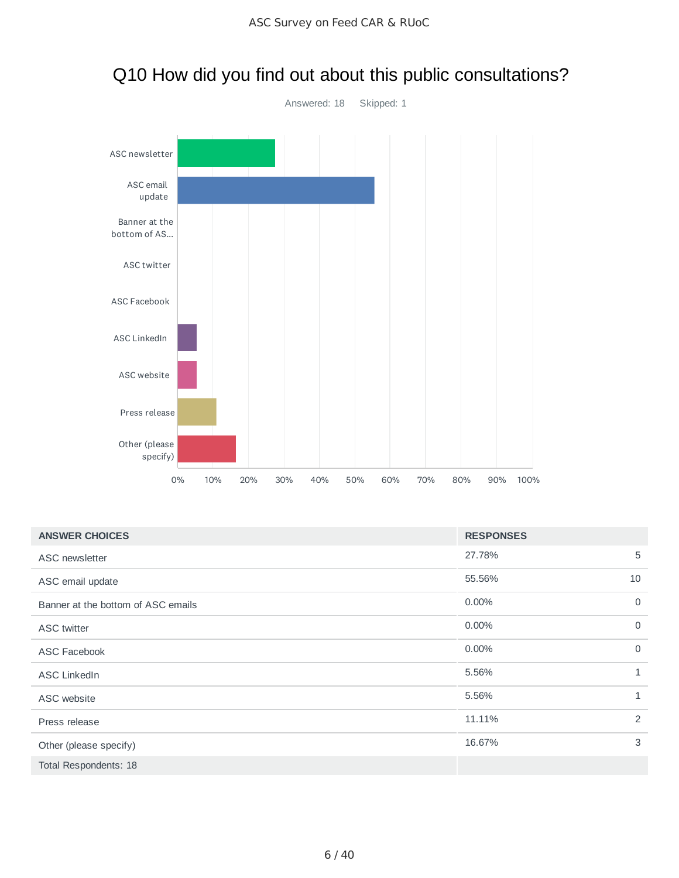## Q10 How did you find out about this public consultations?

Answered: 18 Skipped: 1

| ANSWER CHOICES | RESPONSES | |
|---|---|---|
| ASC newsletter | 27.78% | 5 |
| ASC email update | 55.56% | 10 |
| Banner at the bottom of ASC emails | 0.00% | 0 |
| ASC twitter | 0.00% | 0 |
| ASC Facebook | 0.00% | 0 |
| ASC LinkedIn | 5.56% | 1 |
| ASC website | 5.56% | 1 |
| Press release | 11.11% | 2 |
| Other (please specify) | 16.67% | 3 |
| Total Respondents: 18 | | |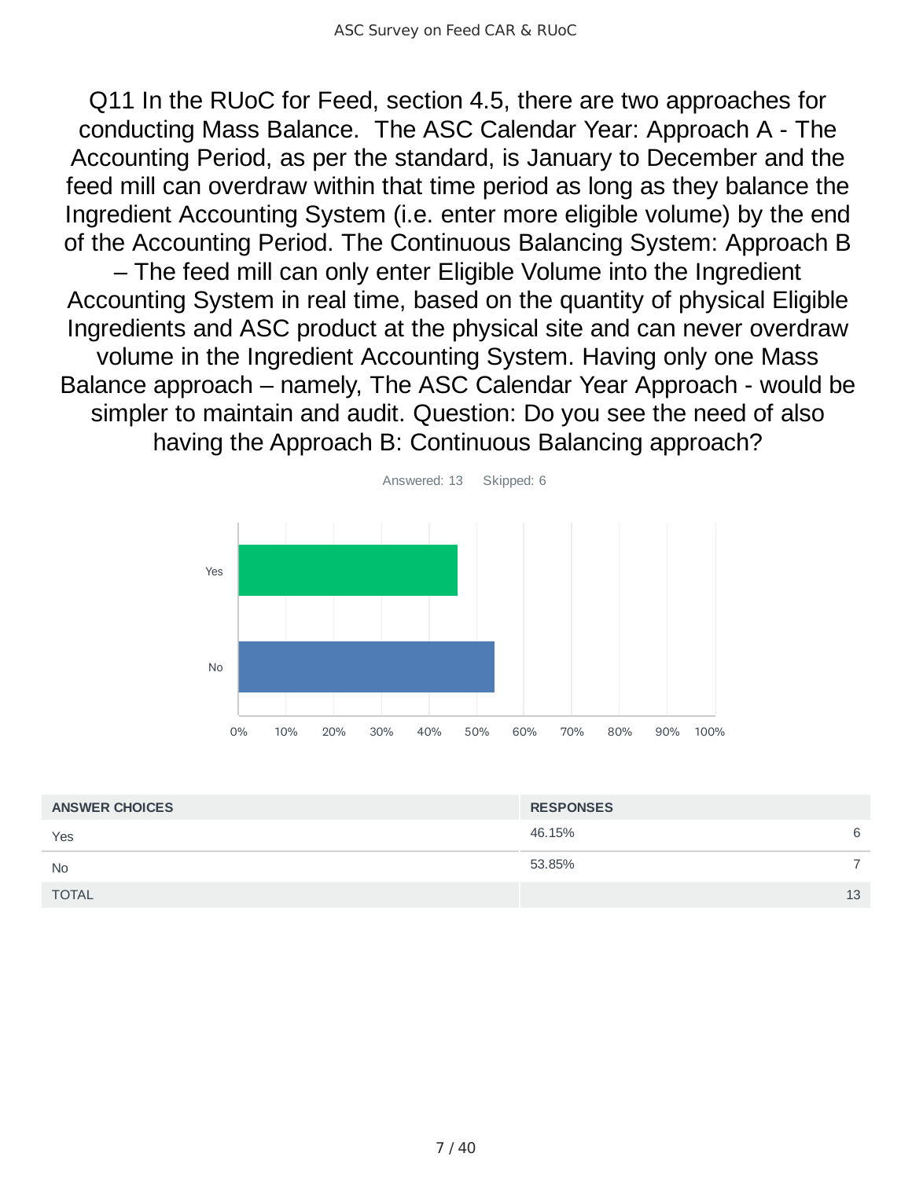Q11 In the RUoC for Feed, section 4.5, there are two approaches for conducting Mass Balance. The ASC Calendar Year: Approach A - The Accounting Period, as per the standard, is January to December and the feed mill can overdraw within that time period as long as they balance the Ingredient Accounting System (i.e. enter more eligible volume) by the end of the Accounting Period. The Continuous Balancing System: Approach B – The feed mill can only enter Eligible Volume into the Ingredient Accounting System in real time, based on the quantity of physical Eligible Ingredients and ASC product at the physical site and can never overdraw volume in the Ingredient Accounting System. Having only one Mass Balance approach – namely, The ASC Calendar Year Approach - would be simpler to maintain and audit. Question: Do you see the need of also having the Approach B: Continuous Balancing approach?

Answered: 13 Skipped: 6

| ANSWER CHOICES | RESPONSES | |
|---|---|---|
| Yes | 46.15% | 6 |
| No | 53.85% | 7 |
| TOTAL | | 13 |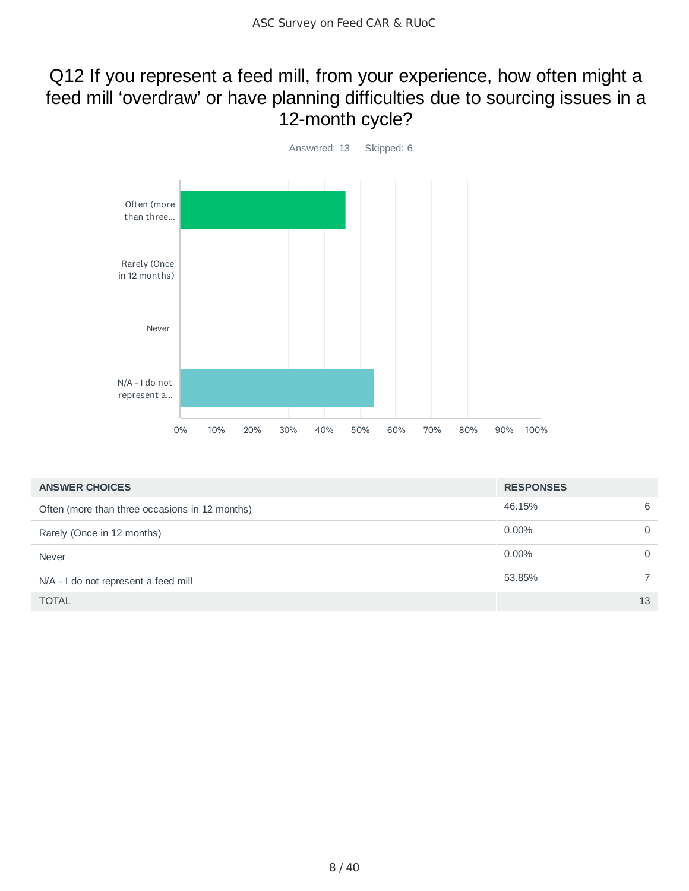## Q12 If you represent a feed mill, from your experience, how often might a feed mill 'overdraw' or have planning difficulties due to sourcing issues in a 12-month cycle?

Answered: 13 Skipped: 6

| ANSWER CHOICES | RESPONSES | |
|---|---|---|
| Often (more than three occasions in 12 months) | 46.15% | 6 |
| Rarely (Once in 12 months) | 0.00% | 0 |
| Never | 0.00% | 0 |
| N/A - I do not represent a feed mill | 53.85% | 7 |
| TOTAL | | 13 |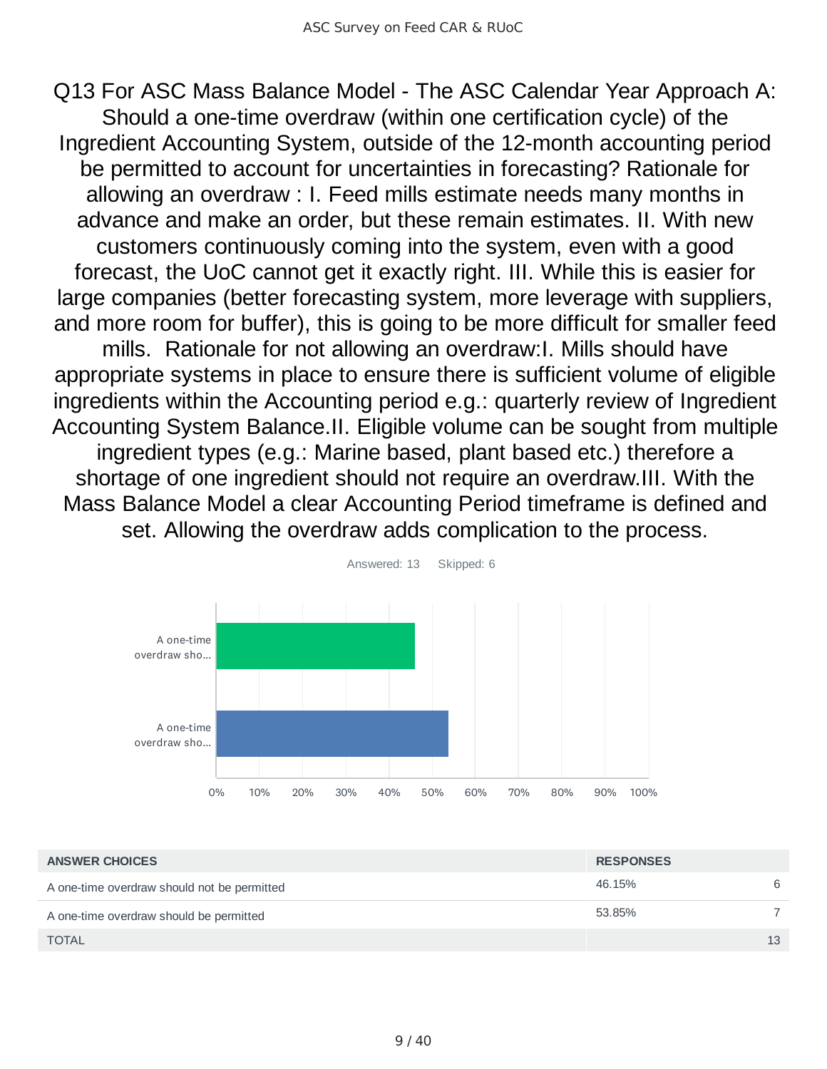## Q13 For ASC Mass Balance Model - The ASC Calendar Year Approach A: Should a one-time overdraw (within one certification cycle) of the Ingredient Accounting System, outside of the 12-month accounting period be permitted to account for uncertainties in forecasting? Rationale for allowing an overdraw : I. Feed mills estimate needs many months in advance and make an order, but these remain estimates. II. With new customers continuously coming into the system, even with a good forecast, the UoC cannot get it exactly right. III. While this is easier for large companies (better forecasting system, more leverage with suppliers, and more room for buffer), this is going to be more difficult for smaller feed mills. Rationale for not allowing an overdraw:I. Mills should have appropriate systems in place to ensure there is sufficient volume of eligible ingredients within the Accounting period e.g.: quarterly review of Ingredient Accounting System Balance.II. Eligible volume can be sought from multiple ingredient types (e.g.: Marine based, plant based etc.) therefore a shortage of one ingredient should not require an overdraw.III. With the Mass Balance Model a clear Accounting Period timeframe is defined and set. Allowing the overdraw adds complication to the process.

Answered: 13 Skipped: 6

| ANSWER CHOICES | RESPONSES | |
|---|---|---|
| A one-time overdraw should not be permitted | 46.15% | 6 |
| A one-time overdraw should be permitted | 53.85% | 7 |
| TOTAL | | 13 |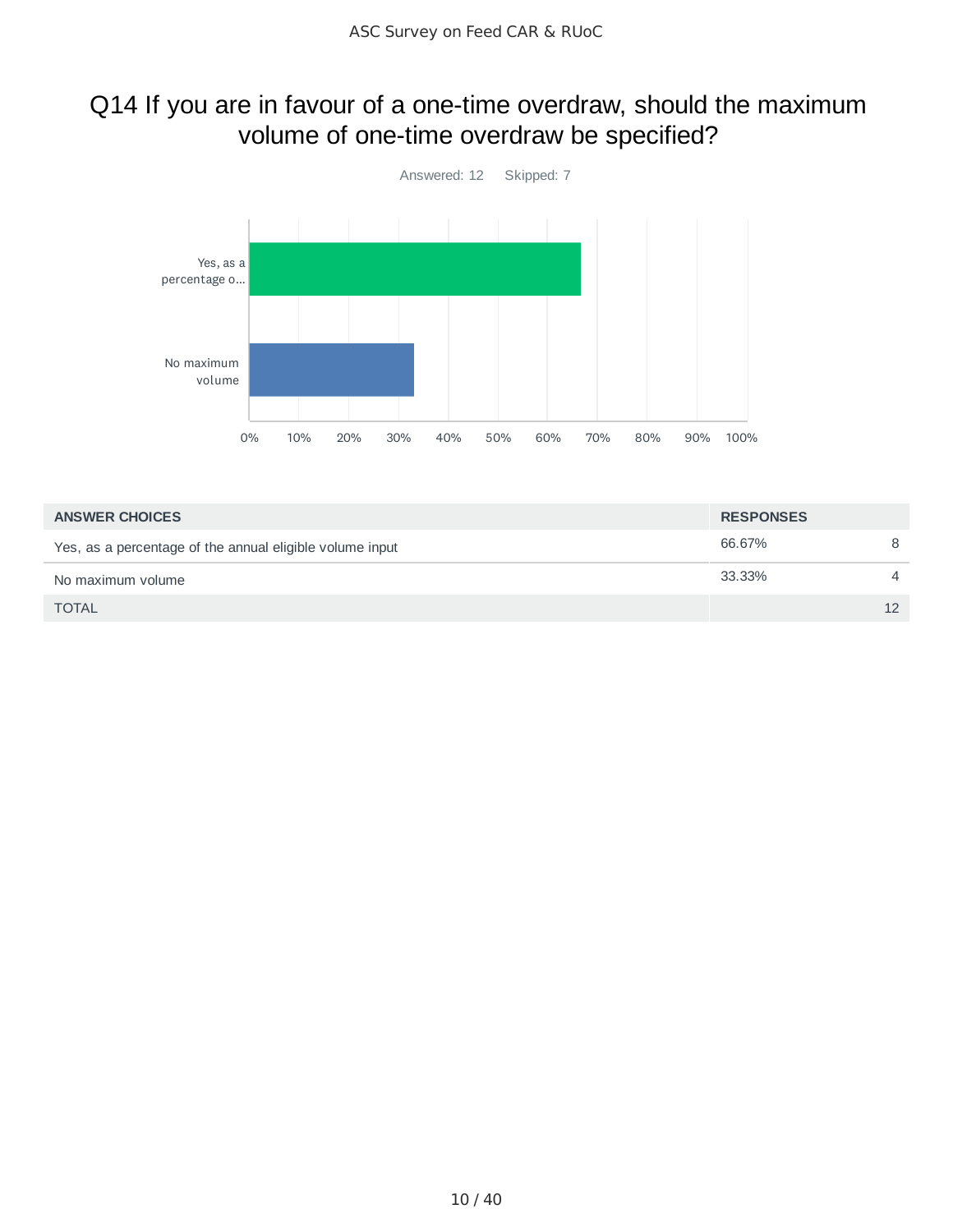## Q14 If you are in favour of a one-time overdraw, should the maximum volume of one-time overdraw be specified?

Answered: 12 Skipped: 7

| ANSWER CHOICES | RESPONSES | |
|---|---|---|
| Yes, as a percentage of the annual eligible volume input | 66.67% | 8 |
| No maximum volume | 33.33% | 4 |
| TOTAL | | 12 |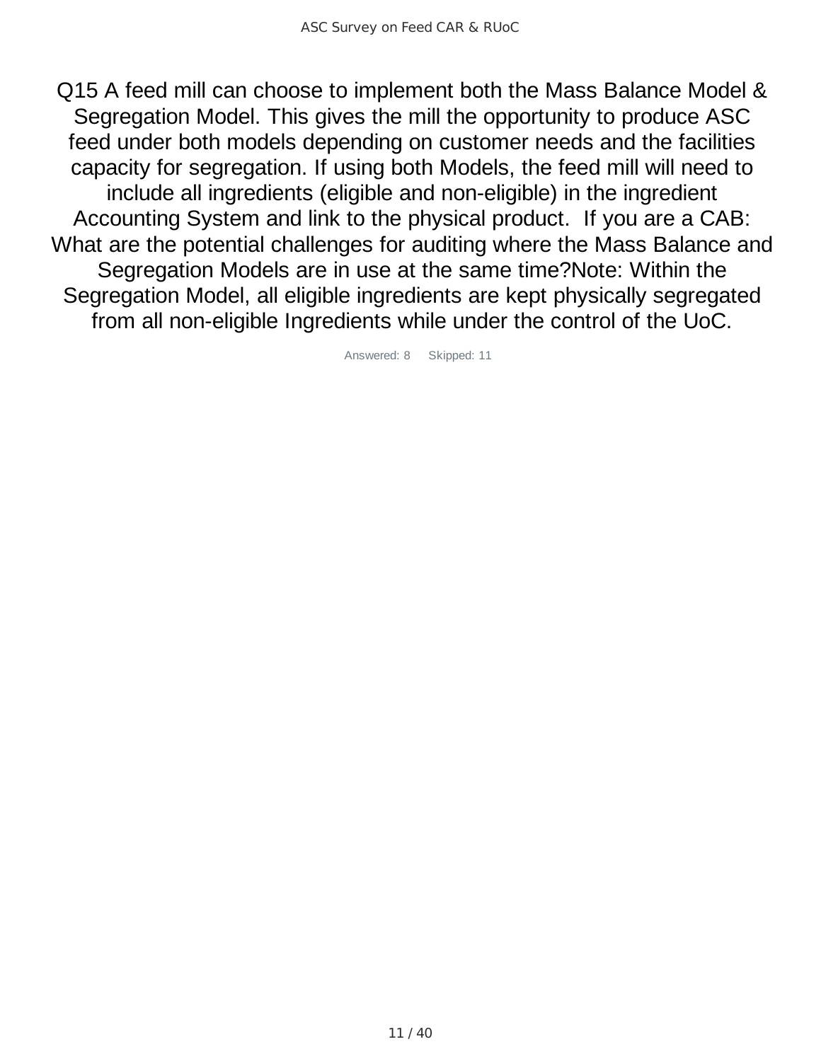# Q15 A feed mill can choose to implement both the Mass Balance Model & Segregation Model. This gives the mill the opportunity to produce ASC feed under both models depending on customer needs and the facilities capacity for segregation. If using both Models, the feed mill will need to include all ingredients (eligible and non-eligible) in the ingredient Accounting System and link to the physical product.  If you are a CAB: What are the potential challenges for auditing where the Mass Balance and Segregation Models are in use at the same time?Note: Within the Segregation Model, all eligible ingredients are kept physically segregated from all non-eligible Ingredients while under the control of the UoC.

Answered: 8    Skipped: 11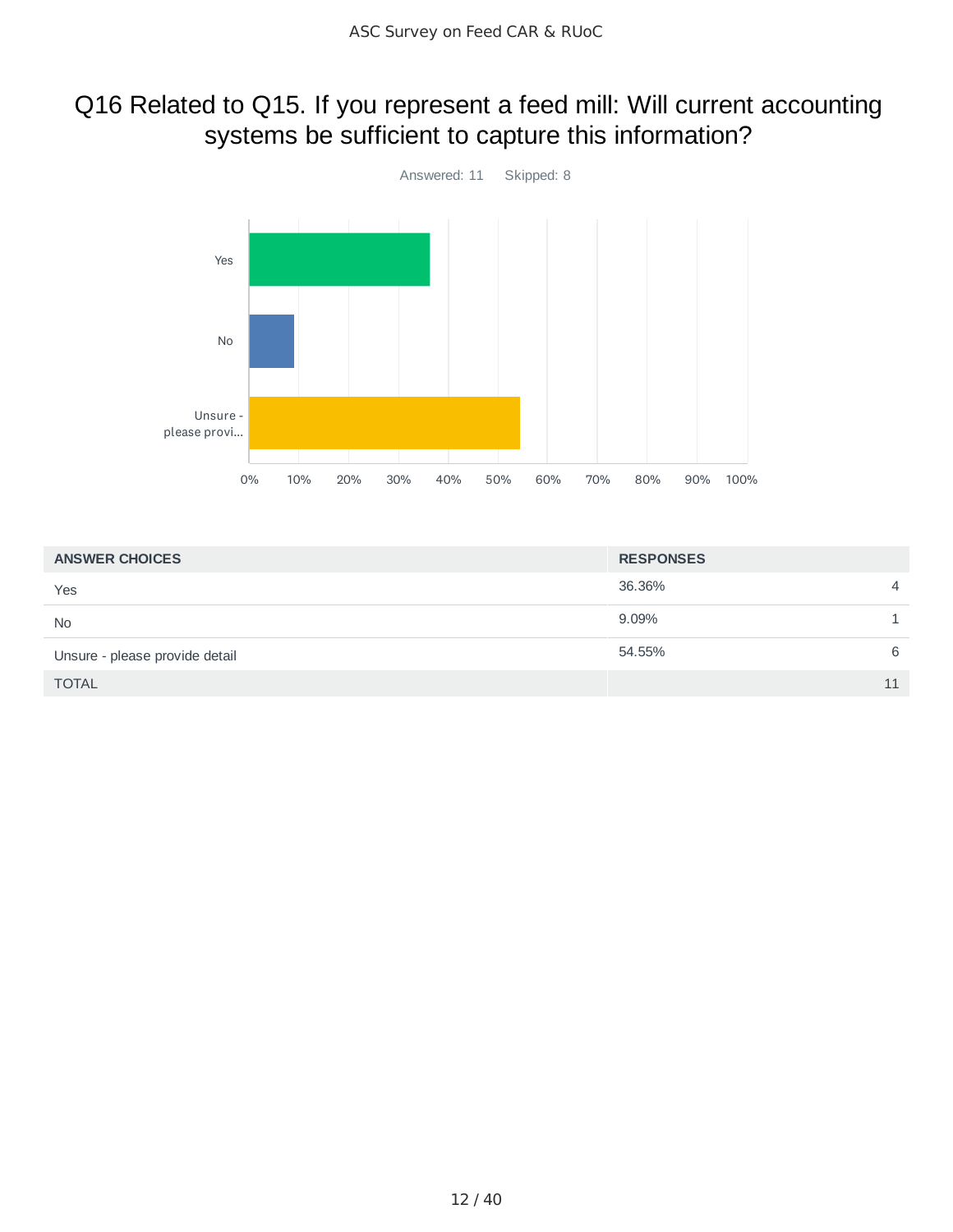# Q16 Related to Q15. If you represent a feed mill: Will current accounting systems be sufficient to capture this information?

Answered: 11 Skipped: 8

| ANSWER CHOICES | RESPONSES | |
|---|---|---|
| Yes | 36.36% | 4 |
| No | 9.09% | 1 |
| Unsure - please provide detail | 54.55% | 6 |
| TOTAL | | 11 |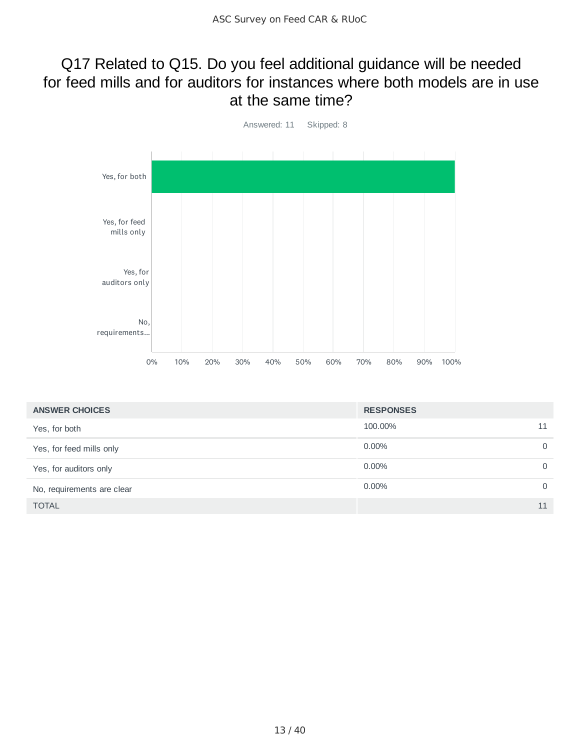# Q17 Related to Q15. Do you feel additional guidance will be needed for feed mills and for auditors for instances where both models are in use at the same time?

Answered: 11 Skipped: 8

| ANSWER CHOICES | RESPONSES | |
|---|---|---|
| Yes, for both | 100.00% | 11 |
| Yes, for feed mills only | 0.00% | 0 |
| Yes, for auditors only | 0.00% | 0 |
| No, requirements are clear | 0.00% | 0 |
| TOTAL | | 11 |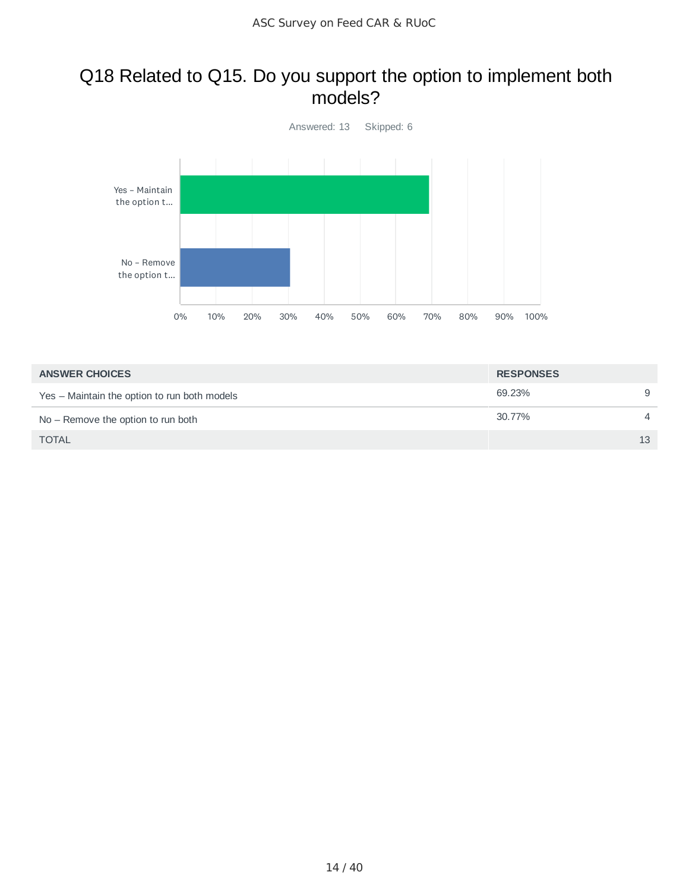## Q18 Related to Q15. Do you support the option to implement both models?

Answered: 13 Skipped: 6

| ANSWER CHOICES | RESPONSES | |
|---|---|---|
| Yes – Maintain the option to run both models | 69.23% | 9 |
| No – Remove the option to run both | 30.77% | 4 |
| TOTAL | | 13 |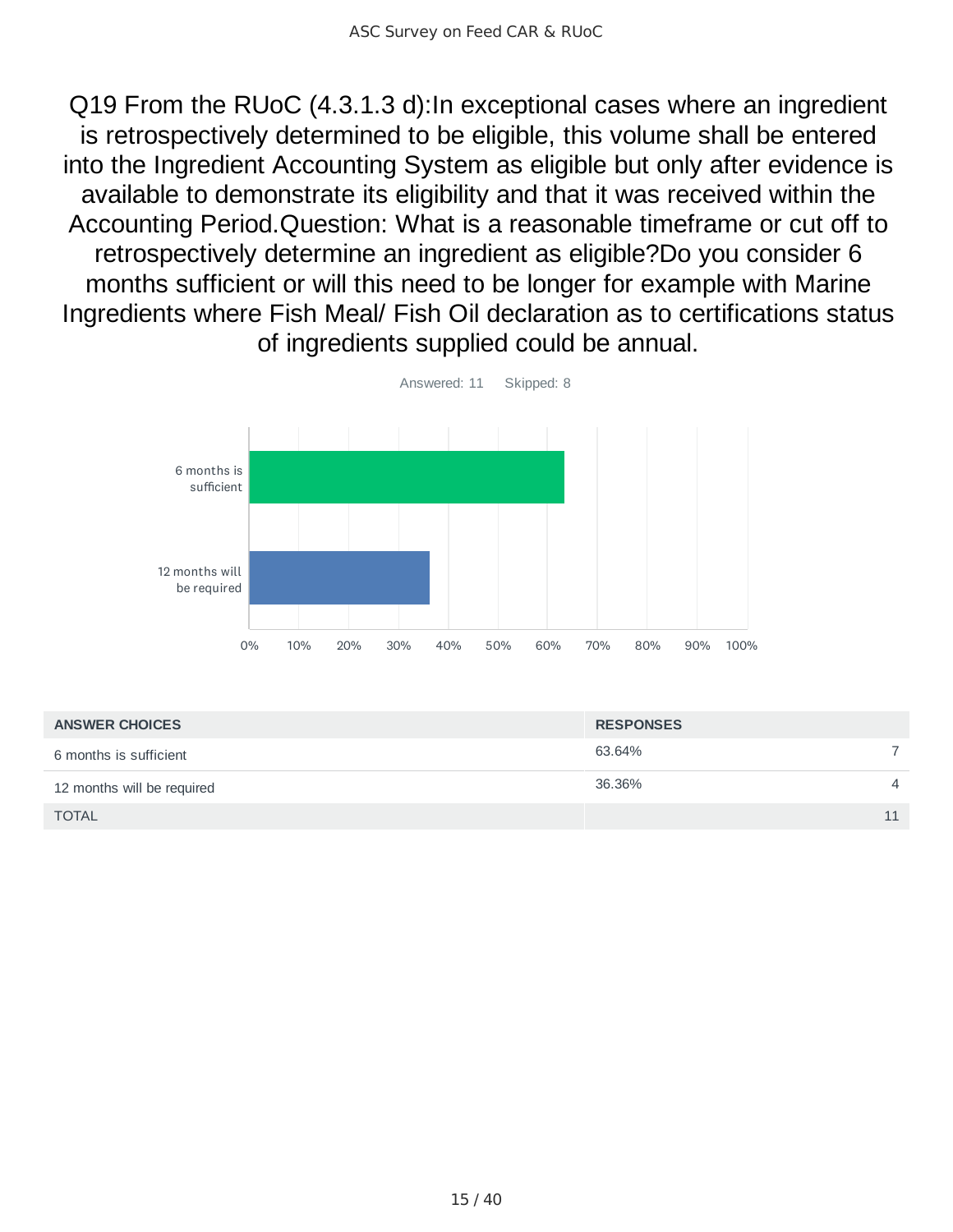# Q19 From the RUoC (4.3.1.3 d):In exceptional cases where an ingredient is retrospectively determined to be eligible, this volume shall be entered into the Ingredient Accounting System as eligible but only after evidence is available to demonstrate its eligibility and that it was received within the Accounting Period.Question: What is a reasonable timeframe or cut off to retrospectively determine an ingredient as eligible?Do you consider 6 months sufficient or will this need to be longer for example with Marine Ingredients where Fish Meal/ Fish Oil declaration as to certifications status of ingredients supplied could be annual.

Answered: 11 Skipped: 8

| ANSWER CHOICES | RESPONSES | |
|---|---|---|
| 6 months is sufficient | 63.64% | 7 |
| 12 months will be required | 36.36% | 4 |
| TOTAL | | 11 |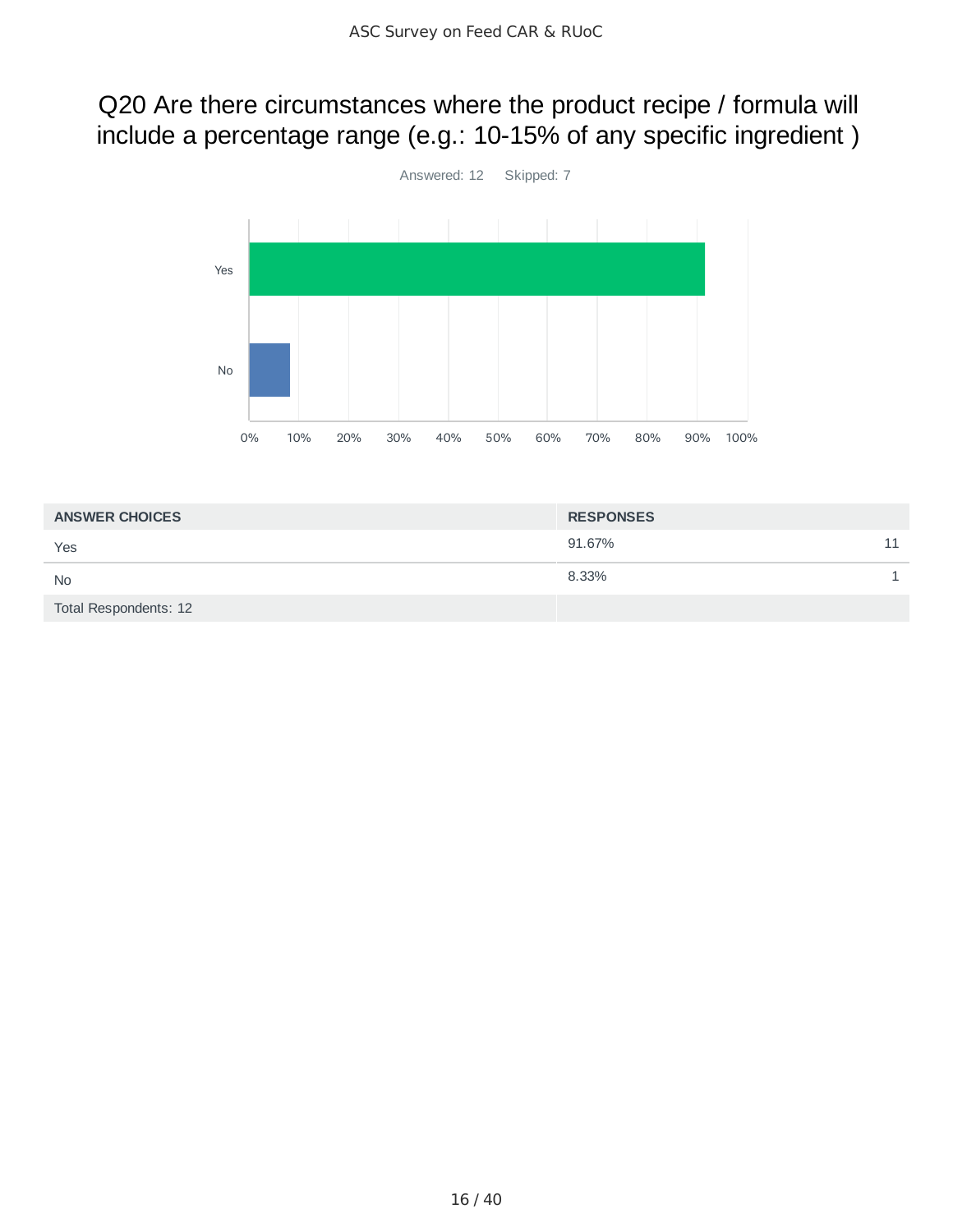# Q20 Are there circumstances where the product recipe / formula will include a percentage range (e.g.: 10-15% of any specific ingredient )

Answered: 12 Skipped: 7

| ANSWER CHOICES | RESPONSES | |
|---|---|---|
| Yes | 91.67% | 11 |
| No | 8.33% | 1 |
| Total Respondents: 12 | | |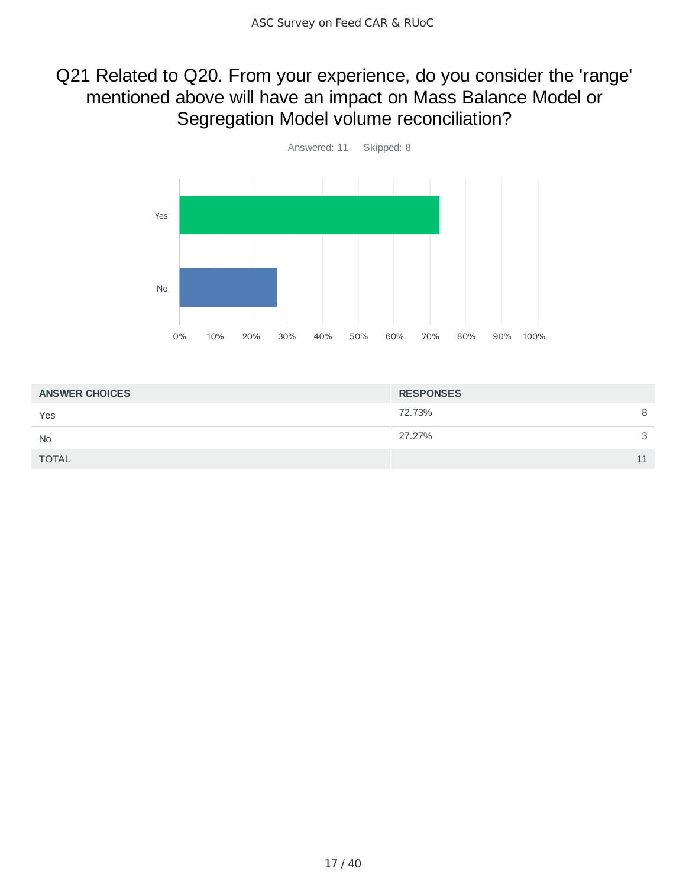# Q21 Related to Q20. From your experience, do you consider the 'range' mentioned above will have an impact on Mass Balance Model or Segregation Model volume reconciliation?

Answered: 11 Skipped: 8

| ANSWER CHOICES | RESPONSES | |
|---|---|---|
| Yes | 72.73% | 8 |
| No | 27.27% | 3 |
| TOTAL | | 11 |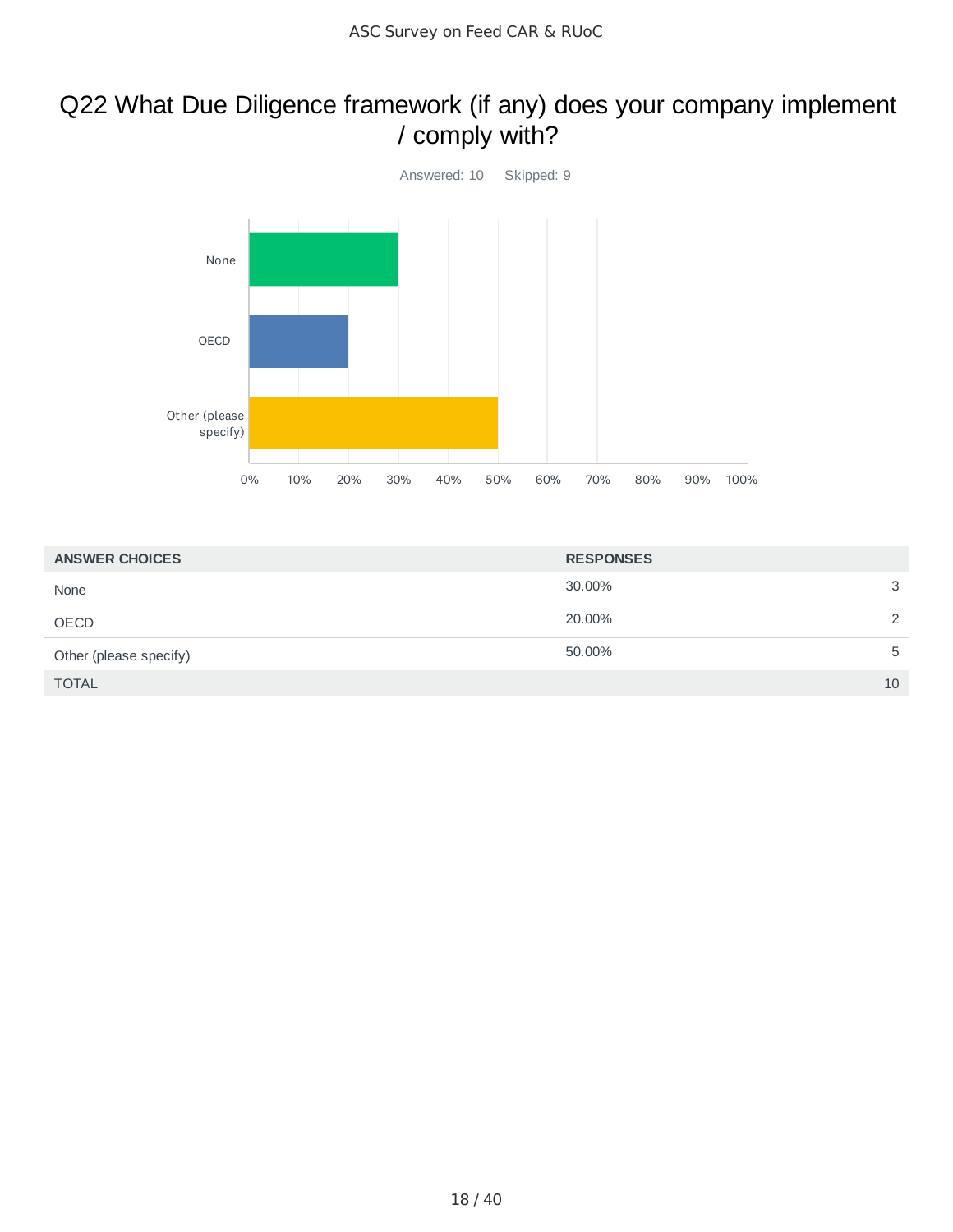# Q22 What Due Diligence framework (if any) does your company implement / comply with?

Answered: 10 Skipped: 9

| ANSWER CHOICES | RESPONSES | |
|---|---|---|
| None | 30.00% | 3 |
| OECD | 20.00% | 2 |
| Other (please specify) | 50.00% | 5 |
| TOTAL | | 10 |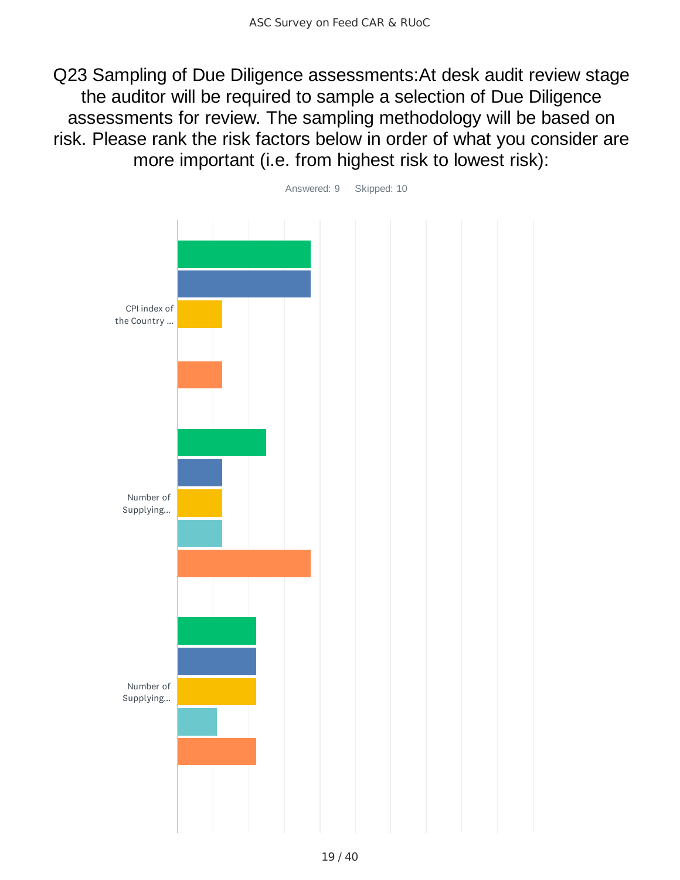# Q23 Sampling of Due Diligence assessments:At desk audit review stage the auditor will be required to sample a selection of Due Diligence assessments for review. The sampling methodology will be based on risk. Please rank the risk factors below in order of what you consider are more important (i.e. from highest risk to lowest risk):

Answered: 9    Skipped: 10

CPI index of the Country ...

Number of Supplying...

Number of Supplying...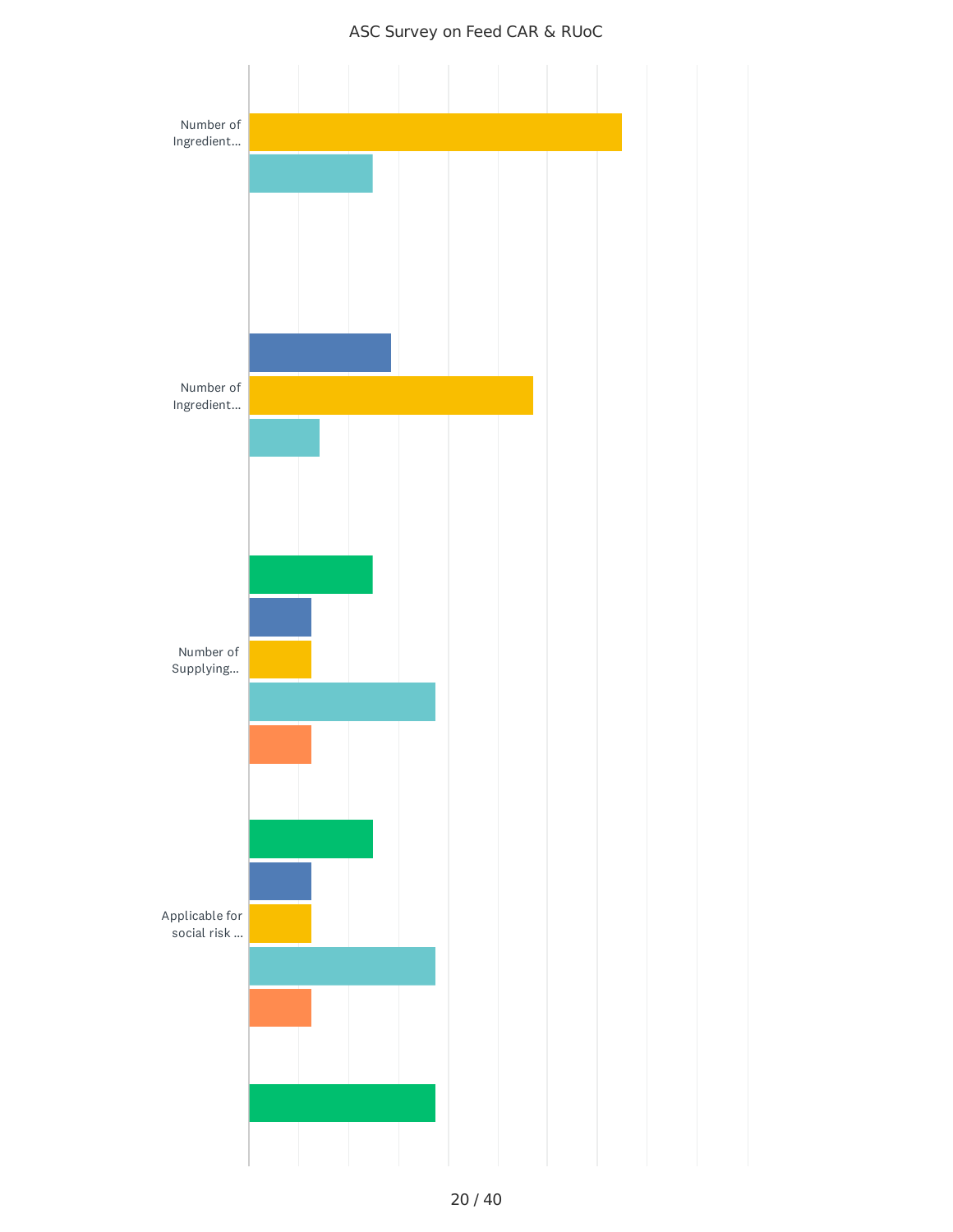ASC Survey on Feed CAR & RUoC

Number of Ingredient...

Number of Ingredient...

Number of Supplying...

Applicable for social risk ...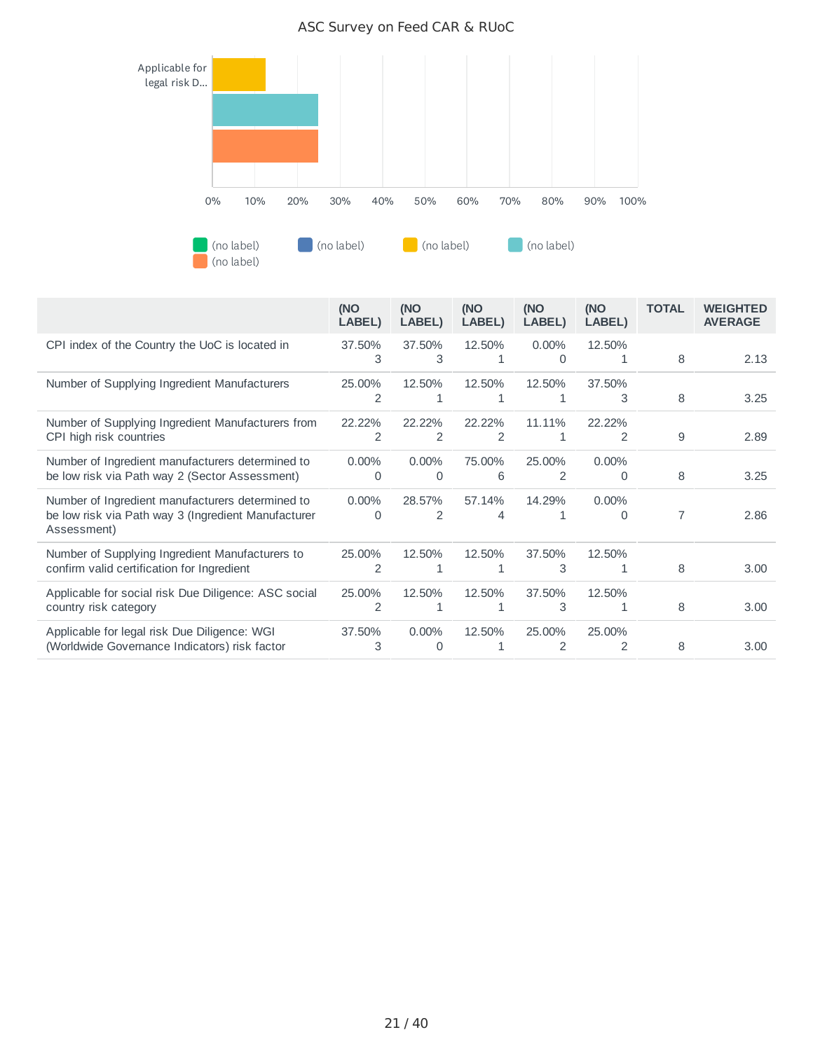ASC Survey on Feed CAR & RUoC

Applicable for legal risk D...

0% 10% 20% 30% 40% 50% 60% 70% 80% 90% 100%

(no label) (no label) (no label) (no label) (no label)

| | (NO LABEL) | (NO LABEL) | (NO LABEL) | (NO LABEL) | (NO LABEL) | TOTAL | WEIGHTED AVERAGE |
|---|---|---|---|---|---|---|---|
| CPI index of the Country the UoC is located in | 37.50% 3 | 37.50% 3 | 12.50% 1 | 0.00% 0 | 12.50% 1 | 8 | 2.13 |
| Number of Supplying Ingredient Manufacturers | 25.00% 2 | 12.50% 1 | 12.50% 1 | 12.50% 1 | 37.50% 3 | 8 | 3.25 |
| Number of Supplying Ingredient Manufacturers from CPI high risk countries | 22.22% 2 | 22.22% 2 | 22.22% 2 | 11.11% 1 | 22.22% 2 | 9 | 2.89 |
| Number of Ingredient manufacturers determined to be low risk via Path way 2 (Sector Assessment) | 0.00% 0 | 0.00% 0 | 75.00% 6 | 25.00% 2 | 0.00% 0 | 8 | 3.25 |
| Number of Ingredient manufacturers determined to be low risk via Path way 3 (Ingredient Manufacturer Assessment) | 0.00% 0 | 28.57% 2 | 57.14% 4 | 14.29% 1 | 0.00% 0 | 7 | 2.86 |
| Number of Supplying Ingredient Manufacturers to confirm valid certification for Ingredient | 25.00% 2 | 12.50% 1 | 12.50% 1 | 37.50% 3 | 12.50% 1 | 8 | 3.00 |
| Applicable for social risk Due Diligence: ASC social country risk category | 25.00% 2 | 12.50% 1 | 12.50% 1 | 37.50% 3 | 12.50% 1 | 8 | 3.00 |
| Applicable for legal risk Due Diligence: WGI (Worldwide Governance Indicators) risk factor | 37.50% 3 | 0.00% 0 | 12.50% 1 | 25.00% 2 | 25.00% 2 | 8 | 3.00 |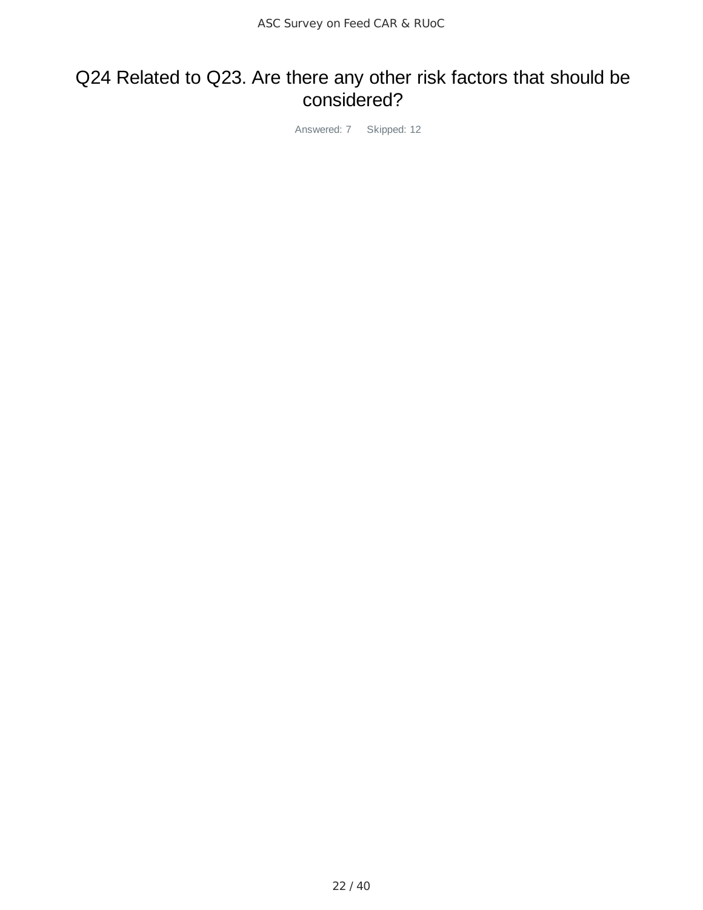## Q24 Related to Q23. Are there any other risk factors that should be considered?

Answered: 7 Skipped: 12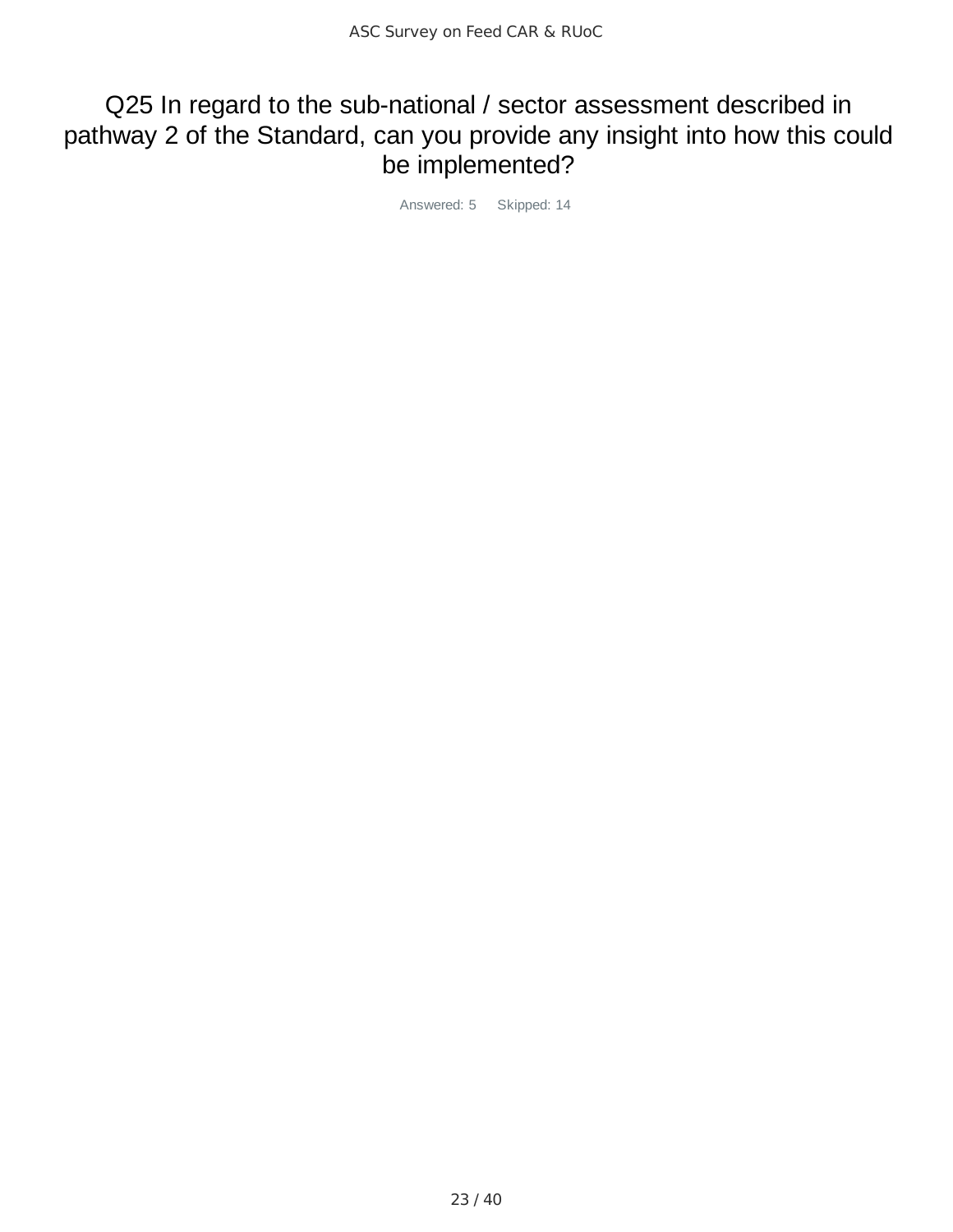# Q25 In regard to the sub-national / sector assessment described in pathway 2 of the Standard, can you provide any insight into how this could be implemented?

Answered: 5 Skipped: 14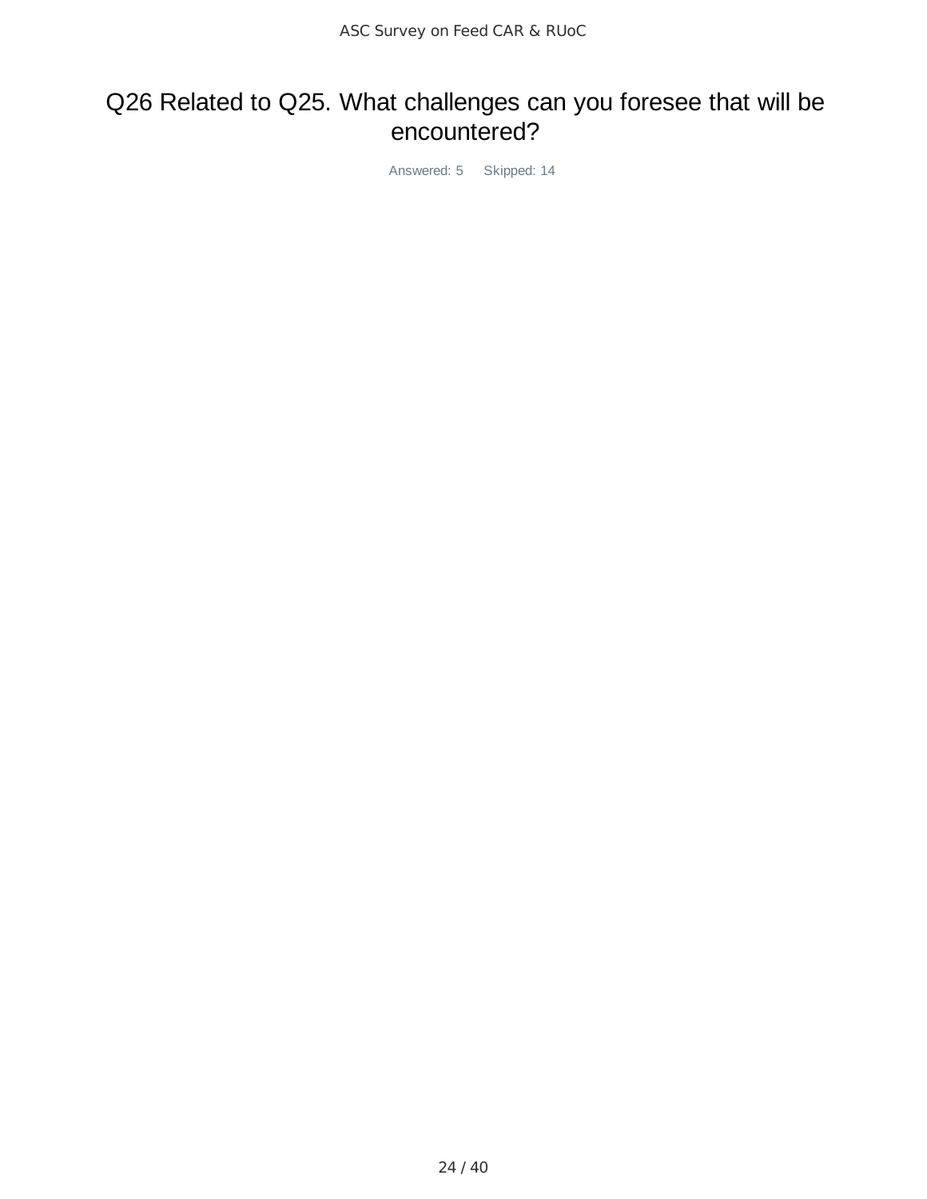# Q26 Related to Q25. What challenges can you foresee that will be encountered?

Answered: 5 Skipped: 14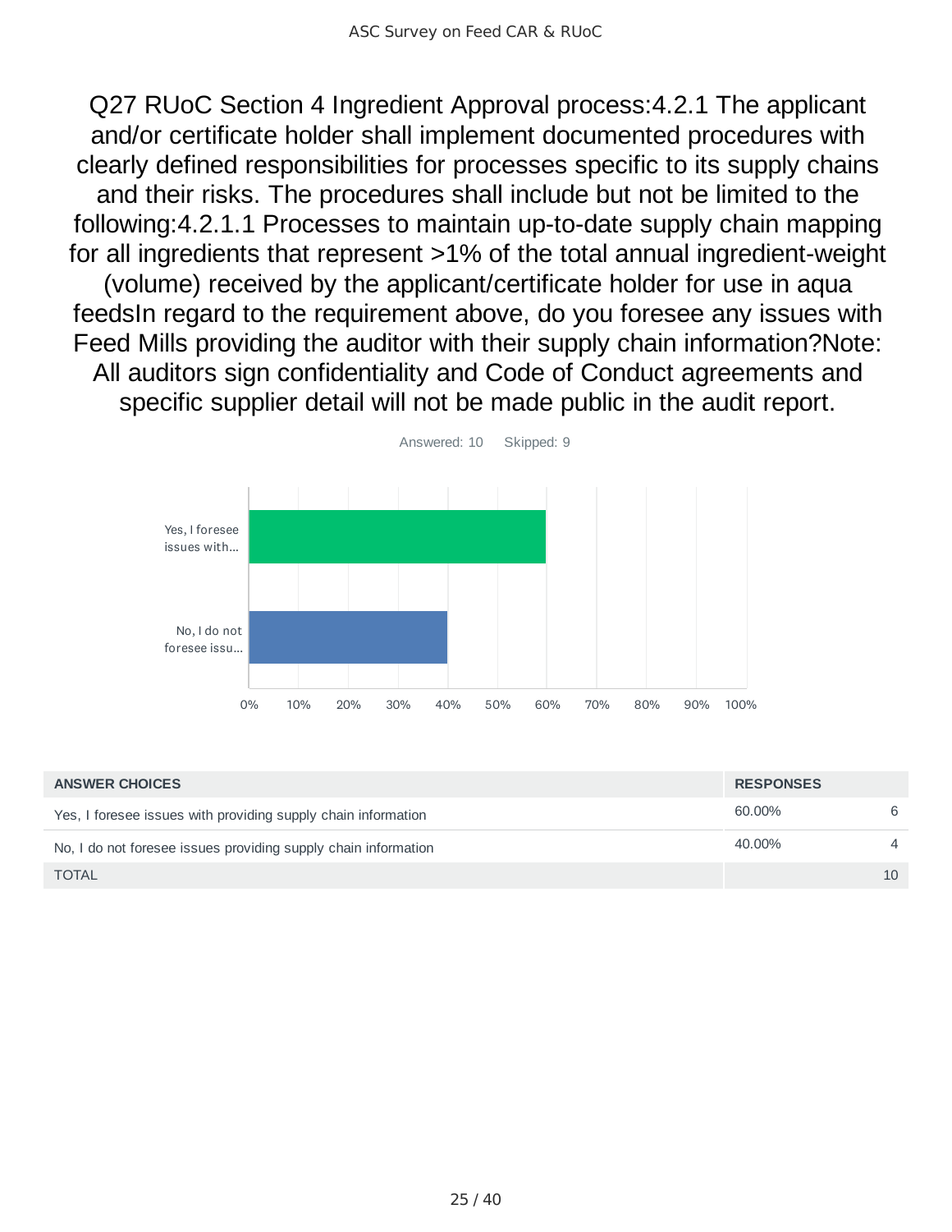# Q27 RUoC Section 4 Ingredient Approval process:4.2.1 The applicant and/or certificate holder shall implement documented procedures with clearly defined responsibilities for processes specific to its supply chains and their risks. The procedures shall include but not be limited to the following:4.2.1.1 Processes to maintain up-to-date supply chain mapping for all ingredients that represent >1% of the total annual ingredient-weight (volume) received by the applicant/certificate holder for use in aqua feedsIn regard to the requirement above, do you foresee any issues with Feed Mills providing the auditor with their supply chain information?Note: All auditors sign confidentiality and Code of Conduct agreements and specific supplier detail will not be made public in the audit report.

Answered: 10 Skipped: 9

| ANSWER CHOICES | RESPONSES | |
|---|---|---|
| Yes, I foresee issues with providing supply chain information | 60.00% | 6 |
| No, I do not foresee issues providing supply chain information | 40.00% | 4 |
| TOTAL | | 10 |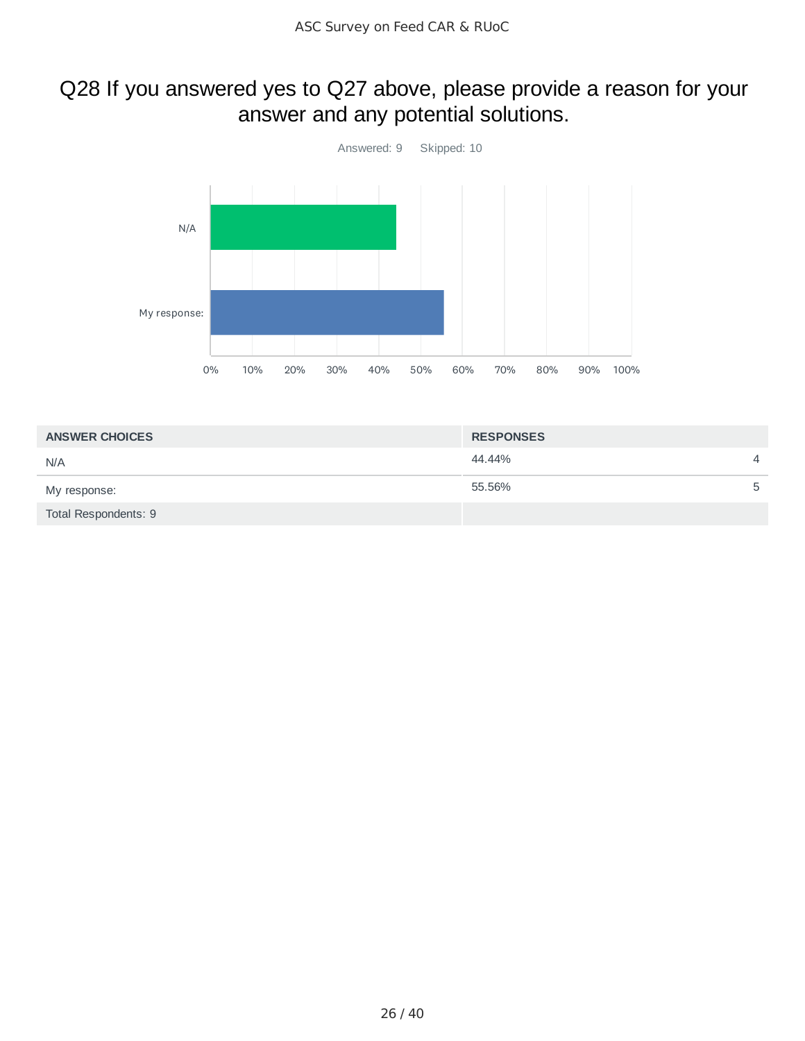## Q28 If you answered yes to Q27 above, please provide a reason for your answer and any potential solutions.

Answered: 9 Skipped: 10

| ANSWER CHOICES | RESPONSES | |
|---|---|---|
| N/A | 44.44% | 4 |
| My response: | 55.56% | 5 |
| Total Respondents: 9 | | |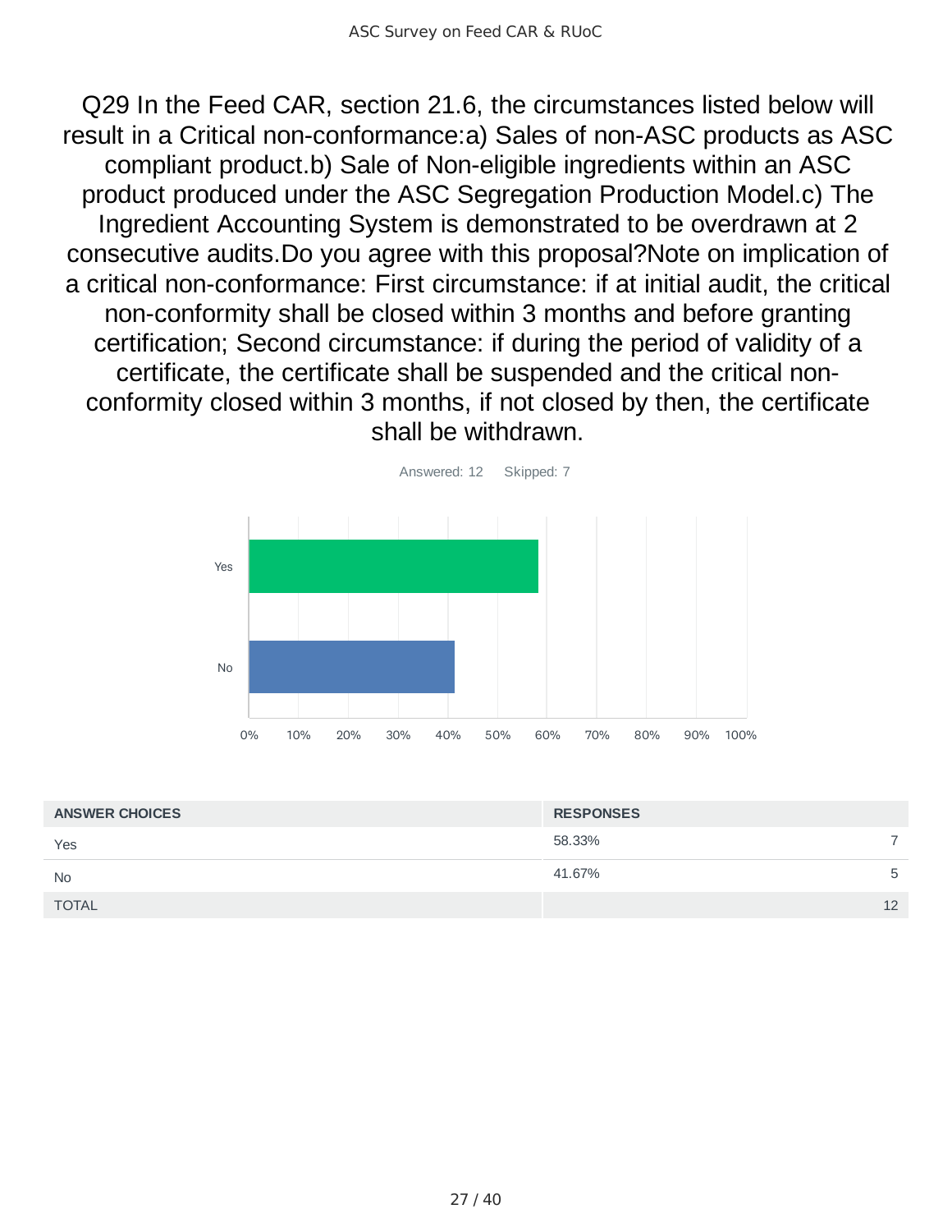# Q29 In the Feed CAR, section 21.6, the circumstances listed below will result in a Critical non-conformance:a) Sales of non-ASC products as ASC compliant product.b) Sale of Non-eligible ingredients within an ASC product produced under the ASC Segregation Production Model.c) The Ingredient Accounting System is demonstrated to be overdrawn at 2 consecutive audits.Do you agree with this proposal?Note on implication of a critical non-conformance: First circumstance: if at initial audit, the critical non-conformity shall be closed within 3 months and before granting certification; Second circumstance: if during the period of validity of a certificate, the certificate shall be suspended and the critical non-conformity closed within 3 months, if not closed by then, the certificate shall be withdrawn.

Answered: 12 Skipped: 7

| ANSWER CHOICES | RESPONSES | |
|---|---|---|
| Yes | 58.33% | 7 |
| No | 41.67% | 5 |
| TOTAL | | 12 |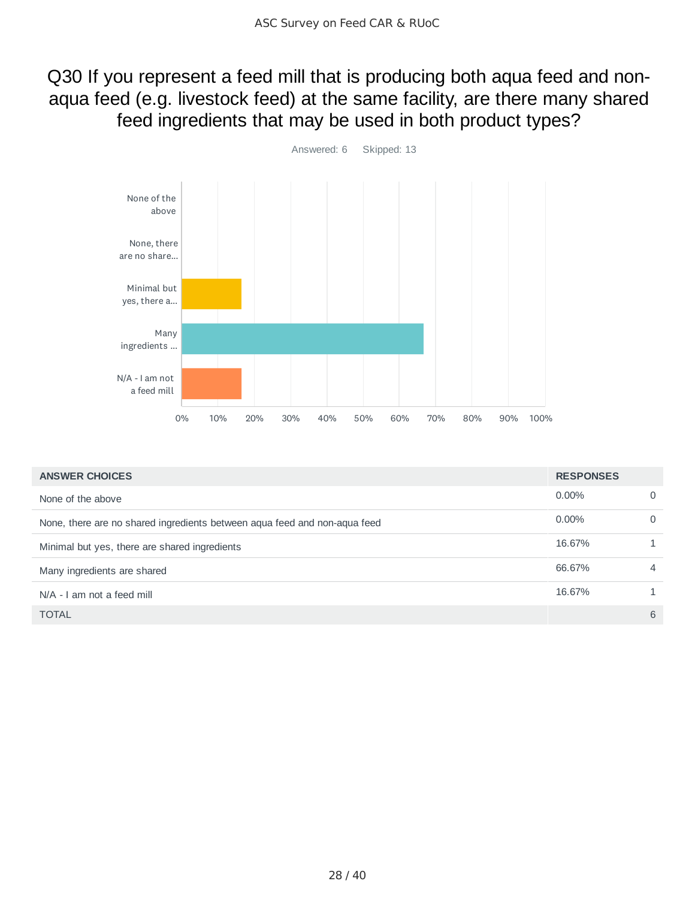## Q30 If you represent a feed mill that is producing both aqua feed and non-aqua feed (e.g. livestock feed) at the same facility, are there many shared feed ingredients that may be used in both product types?

Answered: 6 Skipped: 13

| ANSWER CHOICES | RESPONSES | |
|---|---|---|
| None of the above | 0.00% | 0 |
| None, there are no shared ingredients between aqua feed and non-aqua feed | 0.00% | 0 |
| Minimal but yes, there are shared ingredients | 16.67% | 1 |
| Many ingredients are shared | 66.67% | 4 |
| N/A - I am not a feed mill | 16.67% | 1 |
| TOTAL | | 6 |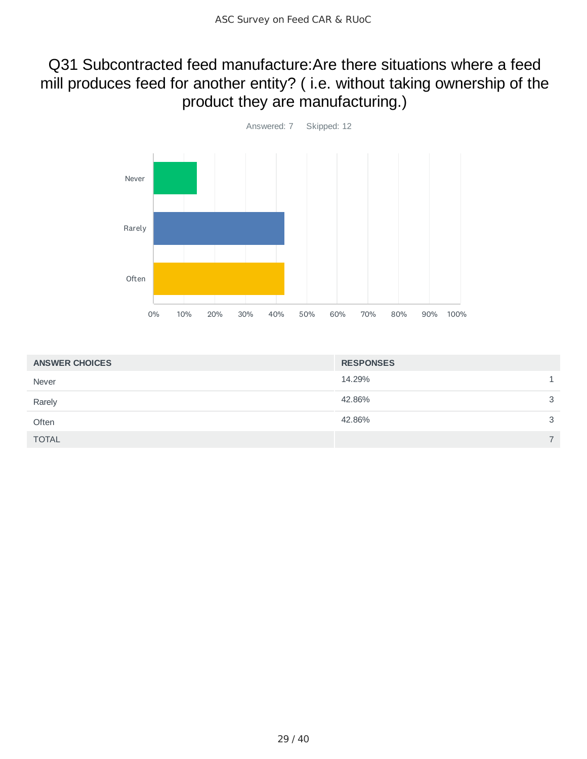# Q31 Subcontracted feed manufacture:Are there situations where a feed mill produces feed for another entity? ( i.e. without taking ownership of the product they are manufacturing.)

Answered: 7 Skipped: 12

| ANSWER CHOICES | RESPONSES | |
|---|---|---|
| Never | 14.29% | 1 |
| Rarely | 42.86% | 3 |
| Often | 42.86% | 3 |
| TOTAL | | 7 |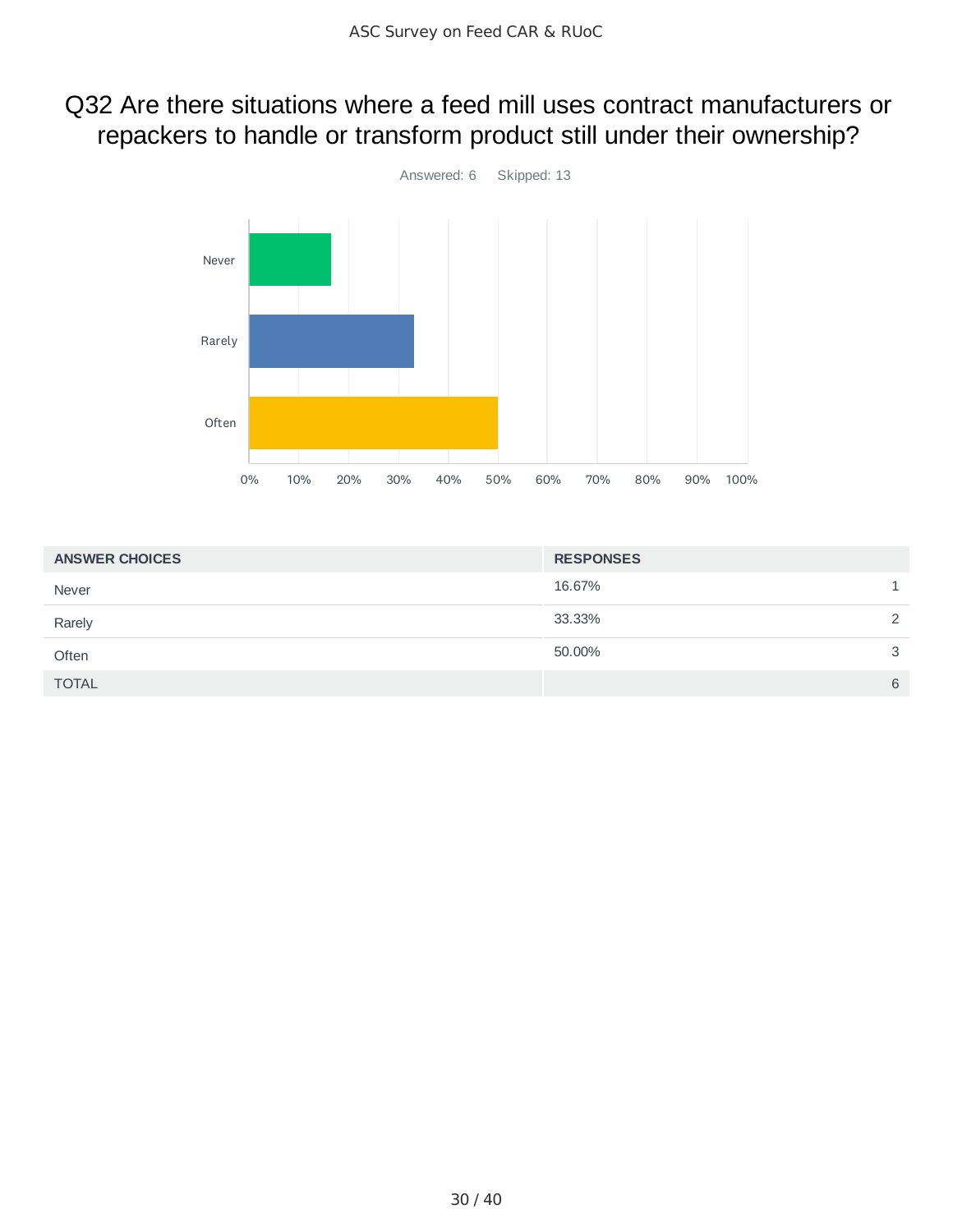# Q32 Are there situations where a feed mill uses contract manufacturers or repackers to handle or transform product still under their ownership?

Answered: 6 Skipped: 13

| ANSWER CHOICES | RESPONSES | |
|---|---|---|
| Never | 16.67% | 1 |
| Rarely | 33.33% | 2 |
| Often | 50.00% | 3 |
| TOTAL | | 6 |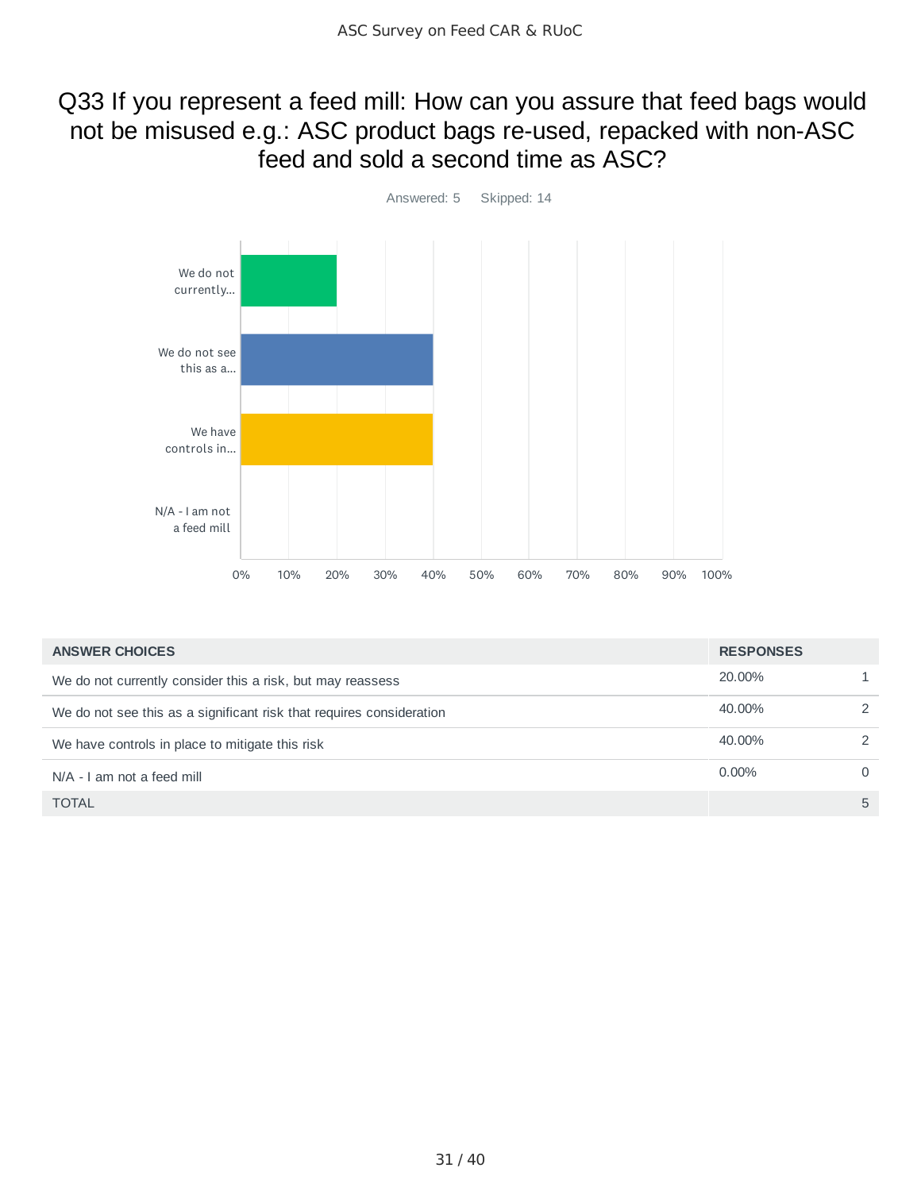# Q33 If you represent a feed mill: How can you assure that feed bags would not be misused e.g.: ASC product bags re-used, repacked with non-ASC feed and sold a second time as ASC?

Answered: 5 Skipped: 14

| ANSWER CHOICES | RESPONSES | |
|---|---|---|
| We do not currently consider this a risk, but may reassess | 20.00% | 1 |
| We do not see this as a significant risk that requires consideration | 40.00% | 2 |
| We have controls in place to mitigate this risk | 40.00% | 2 |
| N/A - I am not a feed mill | 0.00% | 0 |
| TOTAL | | 5 |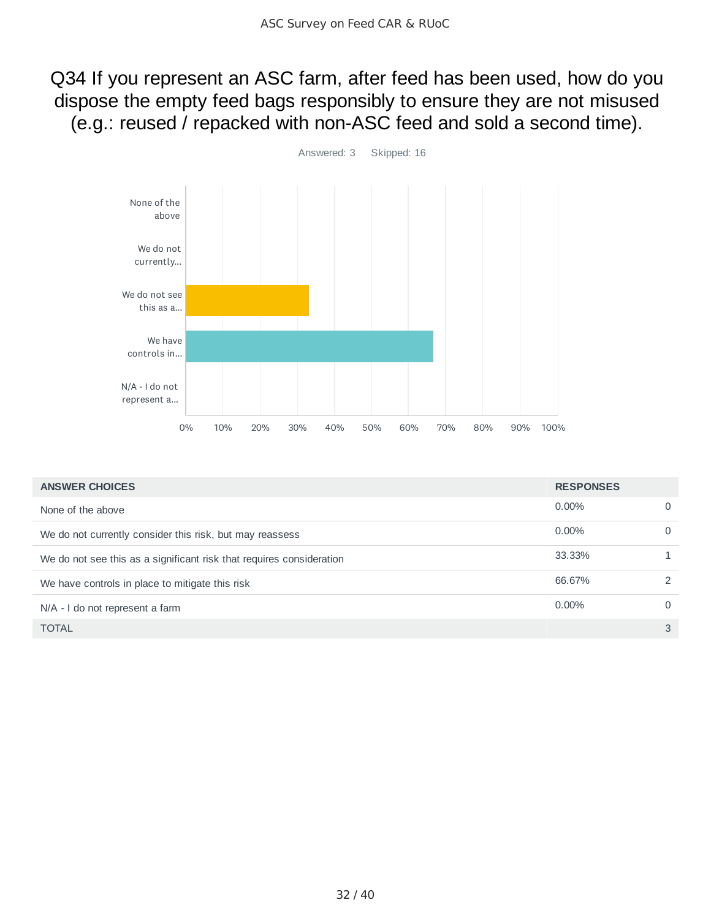# Q34 If you represent an ASC farm, after feed has been used, how do you dispose the empty feed bags responsibly to ensure they are not misused (e.g.: reused / repacked with non-ASC feed and sold a second time).

Answered: 3 Skipped: 16

| ANSWER CHOICES | RESPONSES | |
|---|---|---|
| None of the above | 0.00% | 0 |
| We do not currently consider this risk, but may reassess | 0.00% | 0 |
| We do not see this as a significant risk that requires consideration | 33.33% | 1 |
| We have controls in place to mitigate this risk | 66.67% | 2 |
| N/A - I do not represent a farm | 0.00% | 0 |
| TOTAL | | 3 |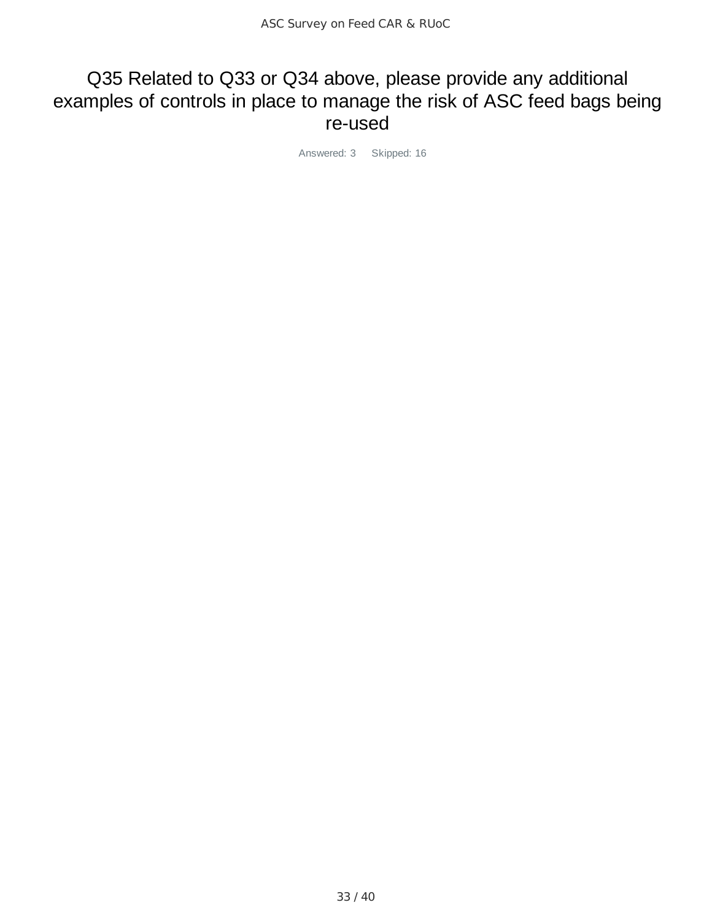# Q35 Related to Q33 or Q34 above, please provide any additional examples of controls in place to manage the risk of ASC feed bags being re-used

Answered: 3 Skipped: 16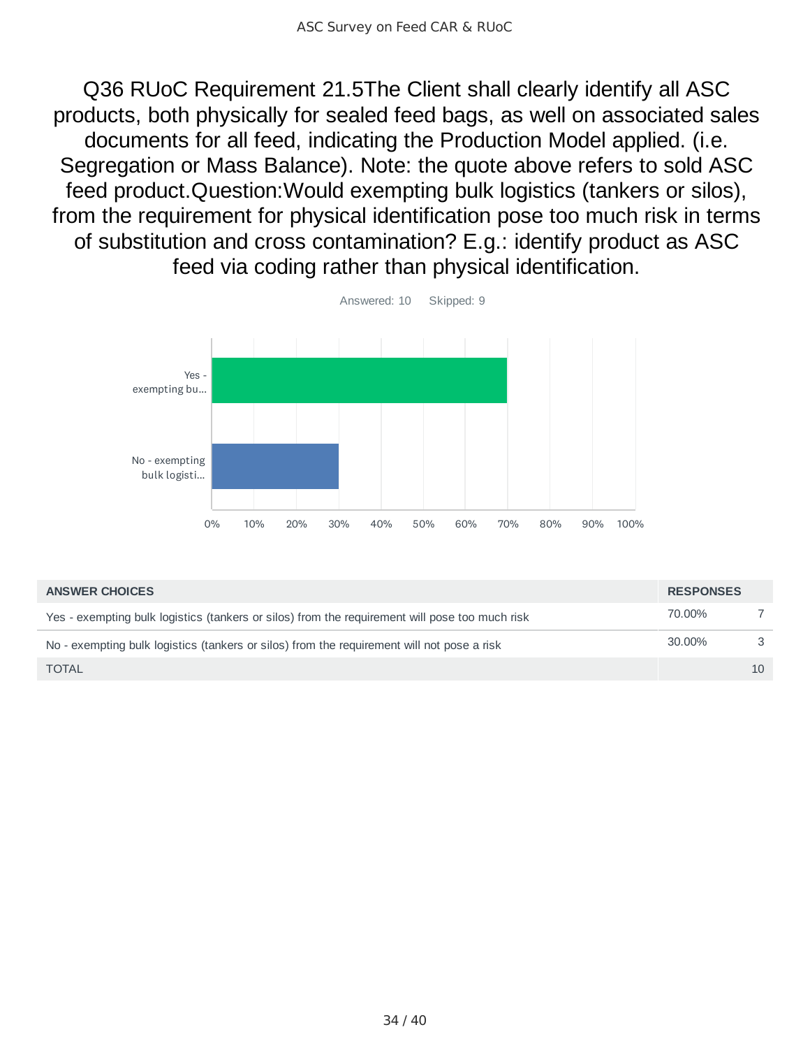## Q36 RUoC Requirement 21.5The Client shall clearly identify all ASC products, both physically for sealed feed bags, as well on associated sales documents for all feed, indicating the Production Model applied. (i.e. Segregation or Mass Balance). Note: the quote above refers to sold ASC feed product.Question:Would exempting bulk logistics (tankers or silos), from the requirement for physical identification pose too much risk in terms of substitution and cross contamination? E.g.: identify product as ASC feed via coding rather than physical identification.

Answered: 10 Skipped: 9

| ANSWER CHOICES | RESPONSES | |
|---|---|---|
| Yes - exempting bulk logistics (tankers or silos) from the requirement will pose too much risk | 70.00% | 7 |
| No - exempting bulk logistics (tankers or silos) from the requirement will not pose a risk | 30.00% | 3 |
| TOTAL | | 10 |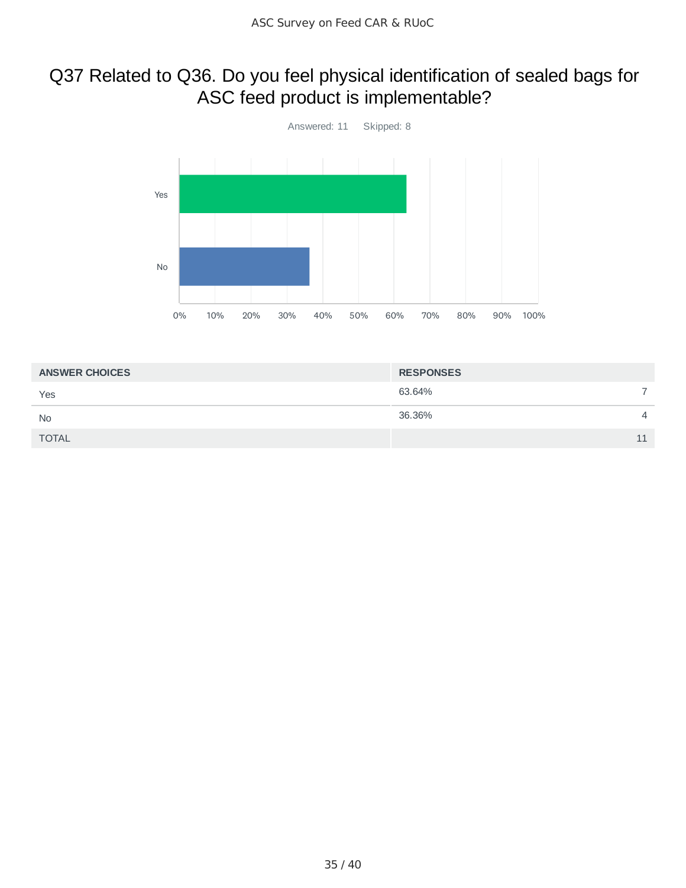# Q37 Related to Q36. Do you feel physical identification of sealed bags for ASC feed product is implementable?

Answered: 11 Skipped: 8

| ANSWER CHOICES | RESPONSES | |
|---|---|---|
| Yes | 63.64% | 7 |
| No | 36.36% | 4 |
| TOTAL | | 11 |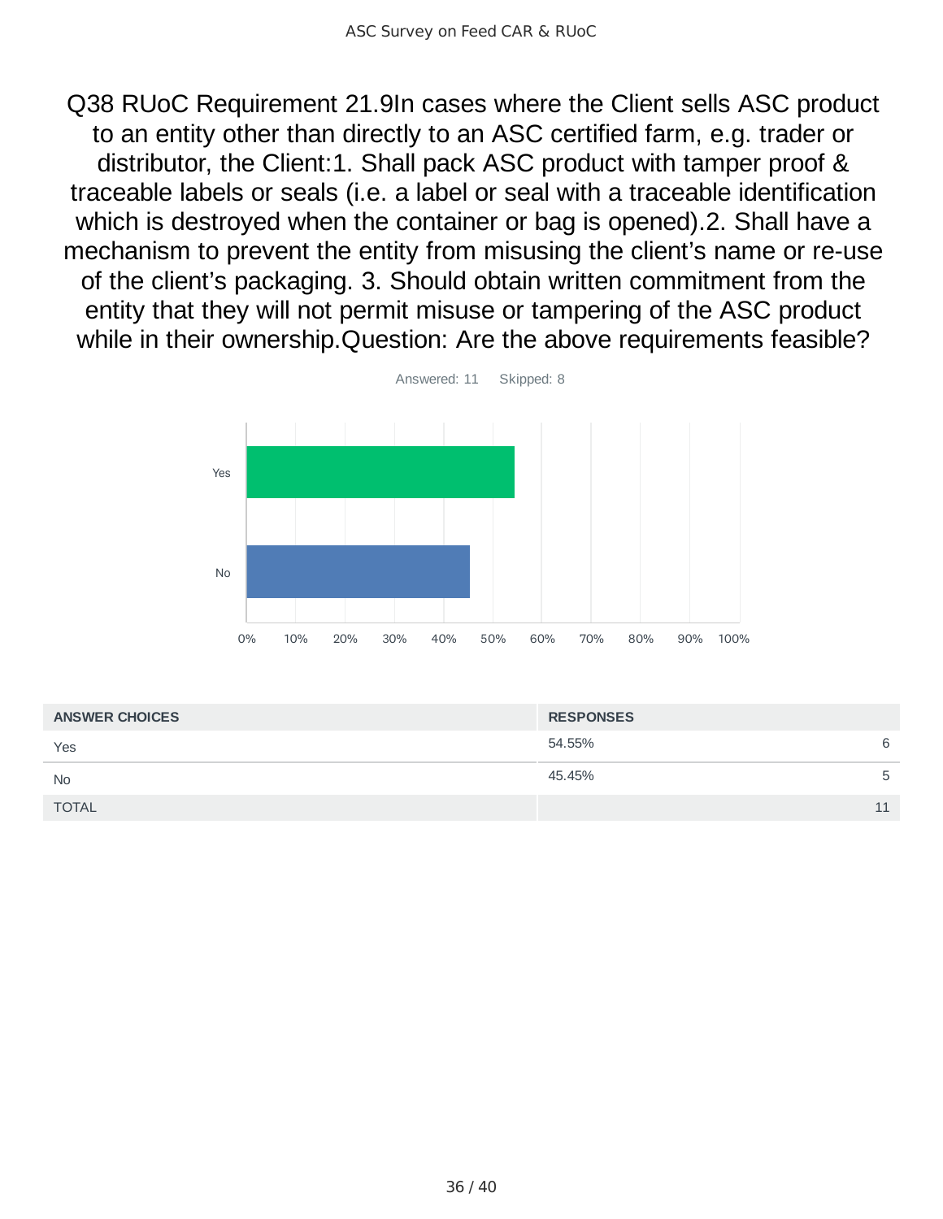## Q38 RUoC Requirement 21.9In cases where the Client sells ASC product to an entity other than directly to an ASC certified farm, e.g. trader or distributor, the Client:1. Shall pack ASC product with tamper proof & traceable labels or seals (i.e. a label or seal with a traceable identification which is destroyed when the container or bag is opened).2. Shall have a mechanism to prevent the entity from misusing the client's name or re-use of the client's packaging. 3. Should obtain written commitment from the entity that they will not permit misuse or tampering of the ASC product while in their ownership.Question: Are the above requirements feasible?

Answered: 11 Skipped: 8

| ANSWER CHOICES | RESPONSES | |
|---|---|---|
| Yes | 54.55% | 6 |
| No | 45.45% | 5 |
| TOTAL | | 11 |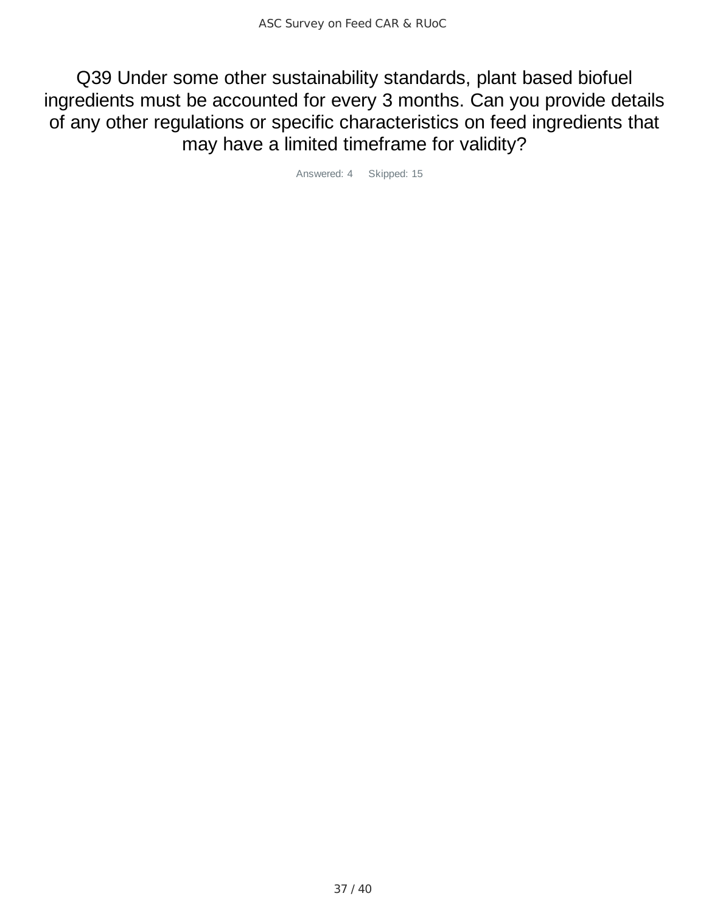# Q39 Under some other sustainability standards, plant based biofuel ingredients must be accounted for every 3 months. Can you provide details of any other regulations or specific characteristics on feed ingredients that may have a limited timeframe for validity?

Answered: 4  Skipped: 15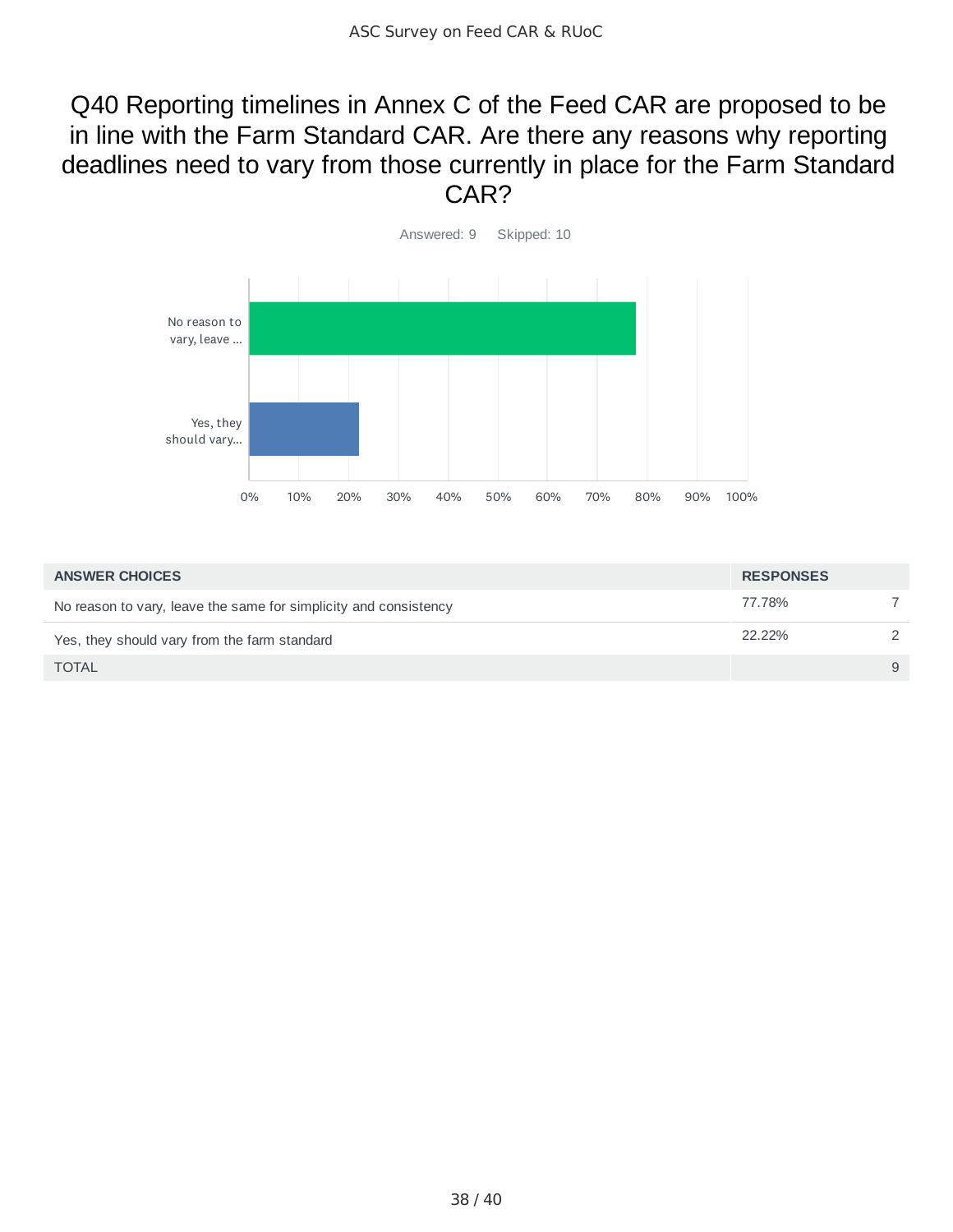# Q40 Reporting timelines in Annex C of the Feed CAR are proposed to be in line with the Farm Standard CAR. Are there any reasons why reporting deadlines need to vary from those currently in place for the Farm Standard CAR?

Answered: 9 Skipped: 10

| ANSWER CHOICES | RESPONSES | |
|---|---|---|
| No reason to vary, leave the same for simplicity and consistency | 77.78% | 7 |
| Yes, they should vary from the farm standard | 22.22% | 2 |
| TOTAL | | 9 |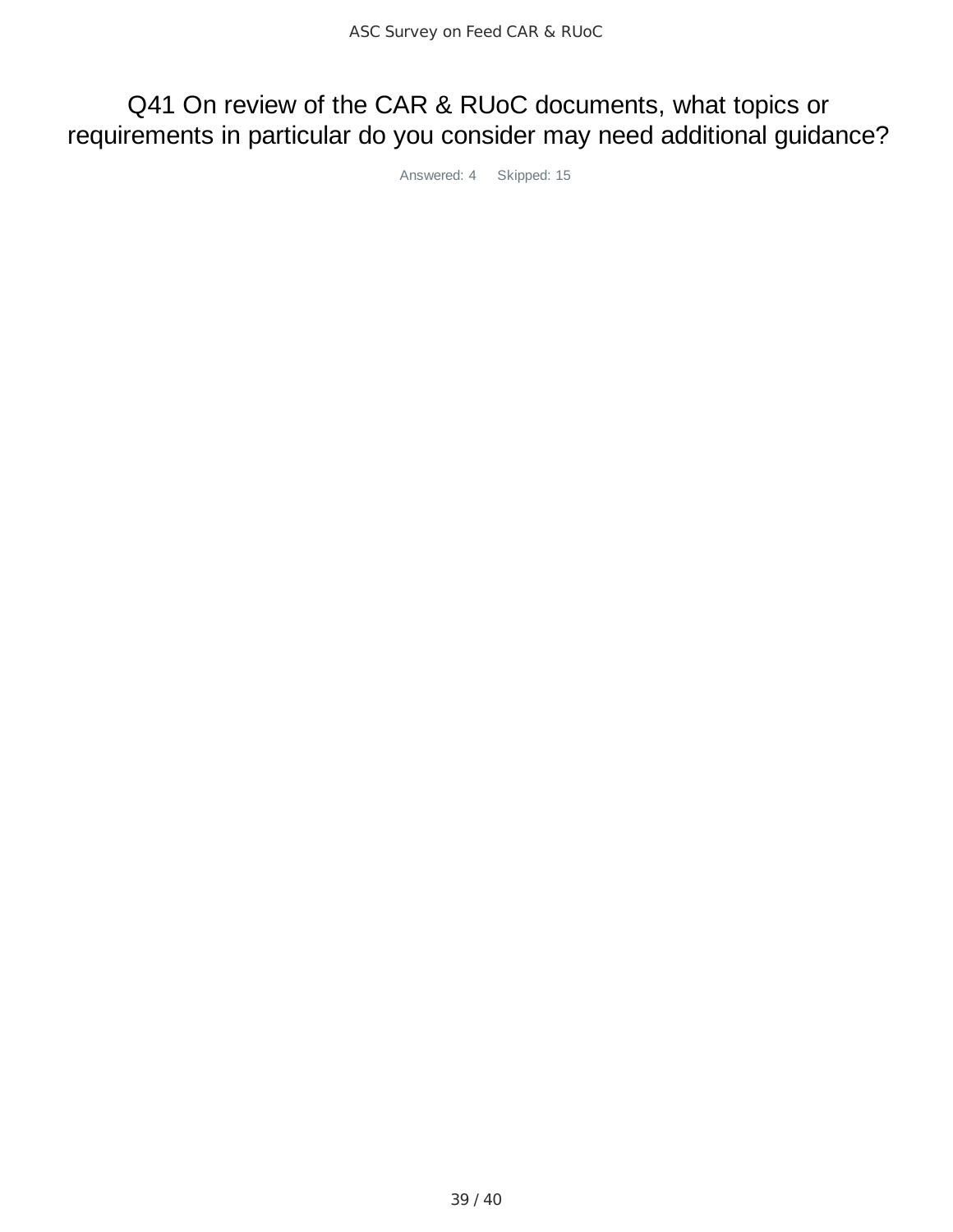# Q41 On review of the CAR & RUoC documents, what topics or requirements in particular do you consider may need additional guidance?

Answered: 4 Skipped: 15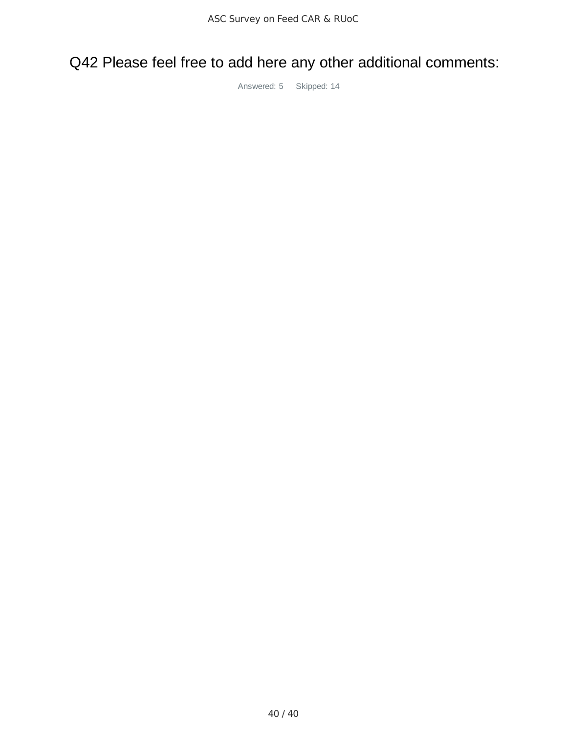# Q42 Please feel free to add here any other additional comments:

Answered: 5 Skipped: 14